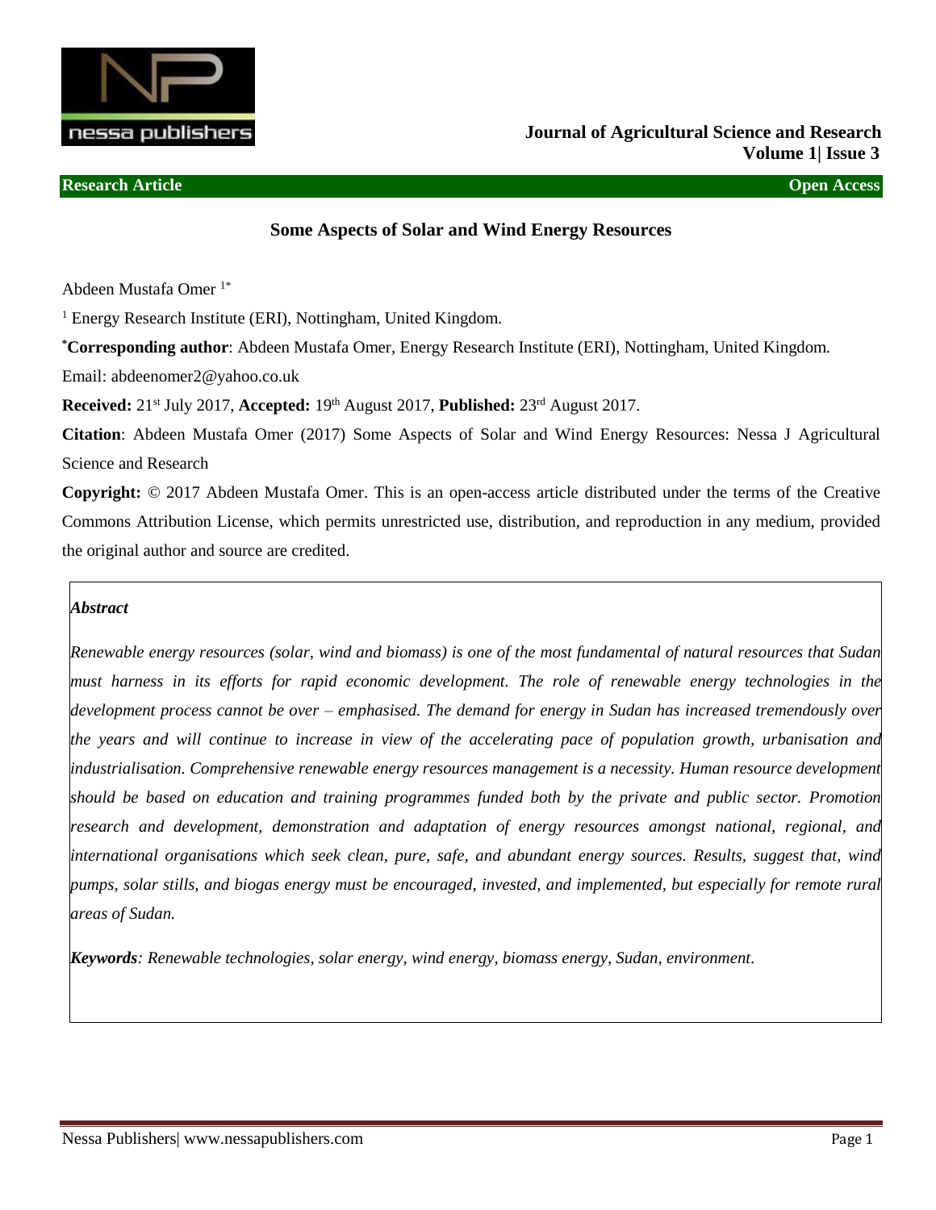**Research Article** **Open Access**

# Some Aspects of Solar and Wind Energy Resources

Abdeen Mustafa Omer [1*]

[1] Energy Research Institute (ERI), Nottingham, United Kingdom.

[*]**Corresponding author**: Abdeen Mustafa Omer, Energy Research Institute (ERI), Nottingham, United Kingdom.

Email: abdeenomer2@yahoo.co.uk

**Received:** 21st July 2017, **Accepted:** 19th August 2017, **Published:** 23rd August 2017.

**Citation**: Abdeen Mustafa Omer (2017) Some Aspects of Solar and Wind Energy Resources: Nessa J Agricultural Science and Research

**Copyright:** © 2017 Abdeen Mustafa Omer. This is an open-access article distributed under the terms of the Creative Commons Attribution License, which permits unrestricted use, distribution, and reproduction in any medium, provided the original author and source are credited.

***Abstract***

*Renewable energy resources (solar, wind and biomass) is one of the most fundamental of natural resources that Sudan must harness in its efforts for rapid economic development. The role of renewable energy technologies in the development process cannot be over – emphasised. The demand for energy in Sudan has increased tremendously over the years and will continue to increase in view of the accelerating pace of population growth, urbanisation and industrialisation. Comprehensive renewable energy resources management is a necessity. Human resource development should be based on education and training programmes funded both by the private and public sector. Promotion research and development, demonstration and adaptation of energy resources amongst national, regional, and international organisations which seek clean, pure, safe, and abundant energy sources. Results, suggest that, wind pumps, solar stills, and biogas energy must be encouraged, invested, and implemented, but especially for remote rural areas of Sudan.*

***Keywords**: Renewable technologies, solar energy, wind energy, biomass energy, Sudan, environment.*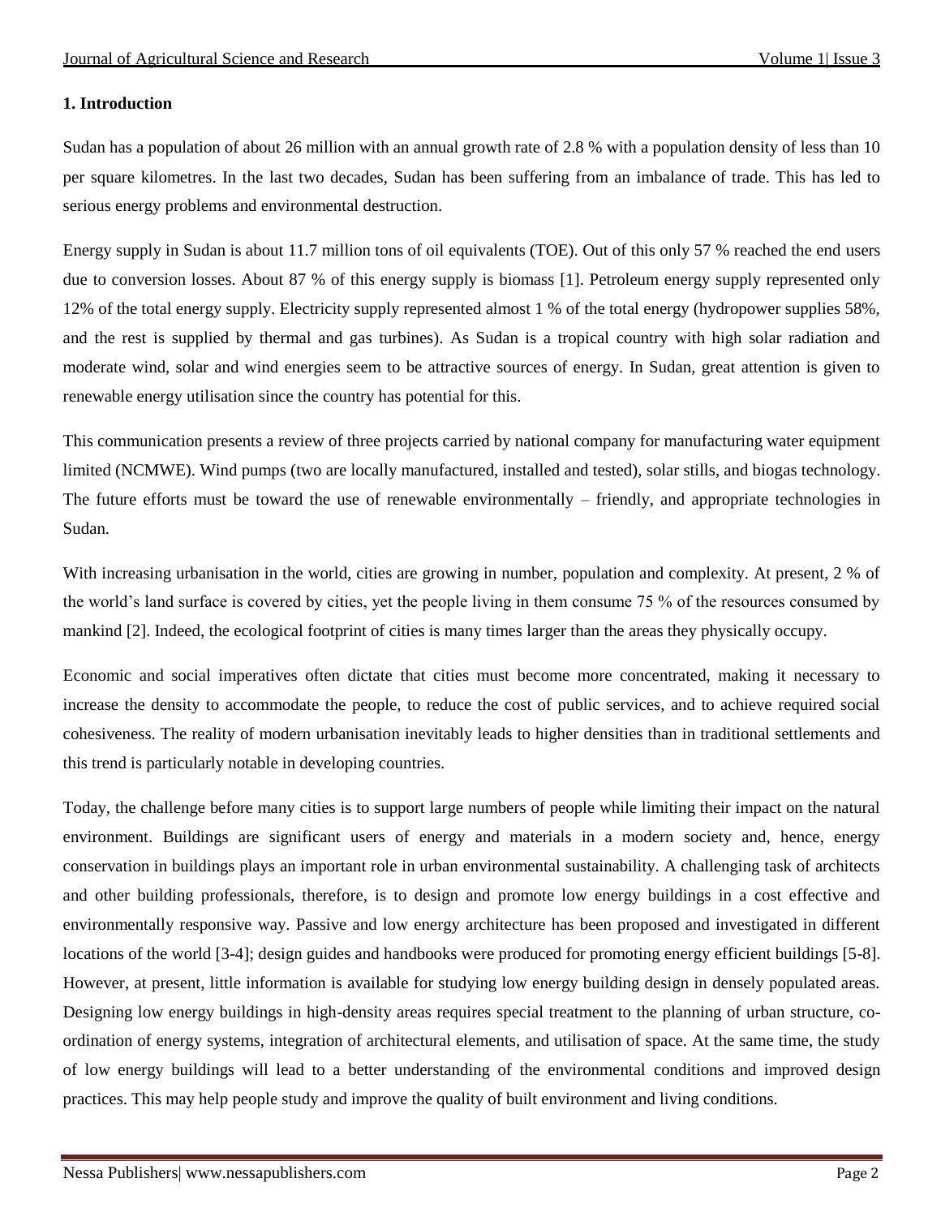## 1. Introduction

Sudan has a population of about 26 million with an annual growth rate of 2.8 % with a population density of less than 10 per square kilometres. In the last two decades, Sudan has been suffering from an imbalance of trade. This has led to serious energy problems and environmental destruction.

Energy supply in Sudan is about 11.7 million tons of oil equivalents (TOE). Out of this only 57 % reached the end users due to conversion losses. About 87 % of this energy supply is biomass [1]. Petroleum energy supply represented only 12% of the total energy supply. Electricity supply represented almost 1 % of the total energy (hydropower supplies 58%, and the rest is supplied by thermal and gas turbines). As Sudan is a tropical country with high solar radiation and moderate wind, solar and wind energies seem to be attractive sources of energy. In Sudan, great attention is given to renewable energy utilisation since the country has potential for this.

This communication presents a review of three projects carried by national company for manufacturing water equipment limited (NCMWE). Wind pumps (two are locally manufactured, installed and tested), solar stills, and biogas technology. The future efforts must be toward the use of renewable environmentally – friendly, and appropriate technologies in Sudan.

With increasing urbanisation in the world, cities are growing in number, population and complexity. At present, 2 % of the world's land surface is covered by cities, yet the people living in them consume 75 % of the resources consumed by mankind [2]. Indeed, the ecological footprint of cities is many times larger than the areas they physically occupy.

Economic and social imperatives often dictate that cities must become more concentrated, making it necessary to increase the density to accommodate the people, to reduce the cost of public services, and to achieve required social cohesiveness. The reality of modern urbanisation inevitably leads to higher densities than in traditional settlements and this trend is particularly notable in developing countries.

Today, the challenge before many cities is to support large numbers of people while limiting their impact on the natural environment. Buildings are significant users of energy and materials in a modern society and, hence, energy conservation in buildings plays an important role in urban environmental sustainability. A challenging task of architects and other building professionals, therefore, is to design and promote low energy buildings in a cost effective and environmentally responsive way. Passive and low energy architecture has been proposed and investigated in different locations of the world [3-4]; design guides and handbooks were produced for promoting energy efficient buildings [5-8]. However, at present, little information is available for studying low energy building design in densely populated areas. Designing low energy buildings in high-density areas requires special treatment to the planning of urban structure, co-ordination of energy systems, integration of architectural elements, and utilisation of space. At the same time, the study of low energy buildings will lead to a better understanding of the environmental conditions and improved design practices. This may help people study and improve the quality of built environment and living conditions.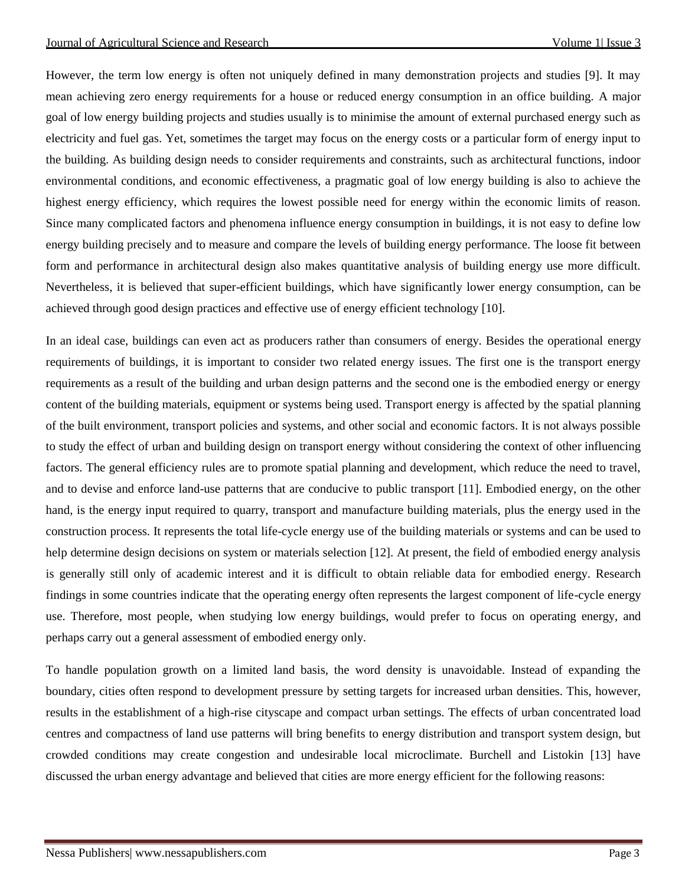However, the term low energy is often not uniquely defined in many demonstration projects and studies [9]. It may mean achieving zero energy requirements for a house or reduced energy consumption in an office building. A major goal of low energy building projects and studies usually is to minimise the amount of external purchased energy such as electricity and fuel gas. Yet, sometimes the target may focus on the energy costs or a particular form of energy input to the building. As building design needs to consider requirements and constraints, such as architectural functions, indoor environmental conditions, and economic effectiveness, a pragmatic goal of low energy building is also to achieve the highest energy efficiency, which requires the lowest possible need for energy within the economic limits of reason. Since many complicated factors and phenomena influence energy consumption in buildings, it is not easy to define low energy building precisely and to measure and compare the levels of building energy performance. The loose fit between form and performance in architectural design also makes quantitative analysis of building energy use more difficult. Nevertheless, it is believed that super-efficient buildings, which have significantly lower energy consumption, can be achieved through good design practices and effective use of energy efficient technology [10].

In an ideal case, buildings can even act as producers rather than consumers of energy. Besides the operational energy requirements of buildings, it is important to consider two related energy issues. The first one is the transport energy requirements as a result of the building and urban design patterns and the second one is the embodied energy or energy content of the building materials, equipment or systems being used. Transport energy is affected by the spatial planning of the built environment, transport policies and systems, and other social and economic factors. It is not always possible to study the effect of urban and building design on transport energy without considering the context of other influencing factors. The general efficiency rules are to promote spatial planning and development, which reduce the need to travel, and to devise and enforce land-use patterns that are conducive to public transport [11]. Embodied energy, on the other hand, is the energy input required to quarry, transport and manufacture building materials, plus the energy used in the construction process. It represents the total life-cycle energy use of the building materials or systems and can be used to help determine design decisions on system or materials selection [12]. At present, the field of embodied energy analysis is generally still only of academic interest and it is difficult to obtain reliable data for embodied energy. Research findings in some countries indicate that the operating energy often represents the largest component of life-cycle energy use. Therefore, most people, when studying low energy buildings, would prefer to focus on operating energy, and perhaps carry out a general assessment of embodied energy only.

To handle population growth on a limited land basis, the word density is unavoidable. Instead of expanding the boundary, cities often respond to development pressure by setting targets for increased urban densities. This, however, results in the establishment of a high-rise cityscape and compact urban settings. The effects of urban concentrated load centres and compactness of land use patterns will bring benefits to energy distribution and transport system design, but crowded conditions may create congestion and undesirable local microclimate. Burchell and Listokin [13] have discussed the urban energy advantage and believed that cities are more energy efficient for the following reasons: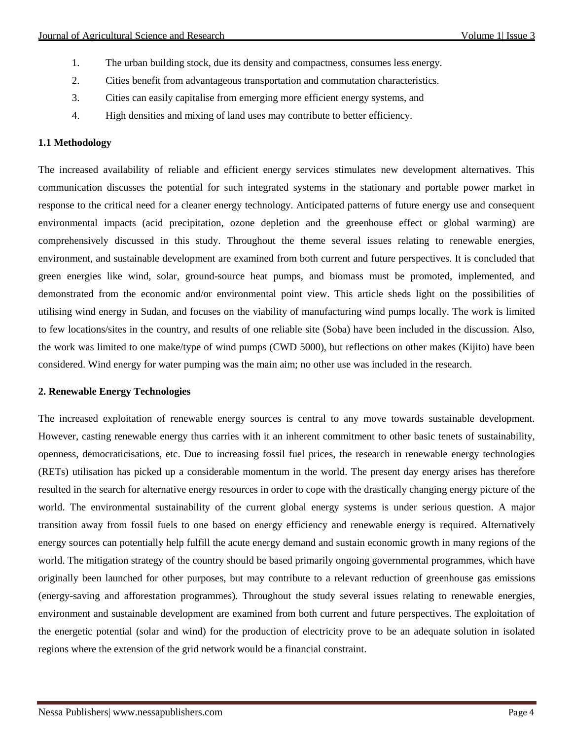1. The urban building stock, due its density and compactness, consumes less energy.
2. Cities benefit from advantageous transportation and commutation characteristics.
3. Cities can easily capitalise from emerging more efficient energy systems, and
4. High densities and mixing of land uses may contribute to better efficiency.

### 1.1 Methodology

The increased availability of reliable and efficient energy services stimulates new development alternatives. This communication discusses the potential for such integrated systems in the stationary and portable power market in response to the critical need for a cleaner energy technology. Anticipated patterns of future energy use and consequent environmental impacts (acid precipitation, ozone depletion and the greenhouse effect or global warming) are comprehensively discussed in this study. Throughout the theme several issues relating to renewable energies, environment, and sustainable development are examined from both current and future perspectives. It is concluded that green energies like wind, solar, ground-source heat pumps, and biomass must be promoted, implemented, and demonstrated from the economic and/or environmental point view. This article sheds light on the possibilities of utilising wind energy in Sudan, and focuses on the viability of manufacturing wind pumps locally. The work is limited to few locations/sites in the country, and results of one reliable site (Soba) have been included in the discussion. Also, the work was limited to one make/type of wind pumps (CWD 5000), but reflections on other makes (Kijito) have been considered. Wind energy for water pumping was the main aim; no other use was included in the research.

## 2. Renewable Energy Technologies

The increased exploitation of renewable energy sources is central to any move towards sustainable development. However, casting renewable energy thus carries with it an inherent commitment to other basic tenets of sustainability, openness, democraticisations, etc. Due to increasing fossil fuel prices, the research in renewable energy technologies (RETs) utilisation has picked up a considerable momentum in the world. The present day energy arises has therefore resulted in the search for alternative energy resources in order to cope with the drastically changing energy picture of the world. The environmental sustainability of the current global energy systems is under serious question. A major transition away from fossil fuels to one based on energy efficiency and renewable energy is required. Alternatively energy sources can potentially help fulfill the acute energy demand and sustain economic growth in many regions of the world. The mitigation strategy of the country should be based primarily ongoing governmental programmes, which have originally been launched for other purposes, but may contribute to a relevant reduction of greenhouse gas emissions (energy-saving and afforestation programmes). Throughout the study several issues relating to renewable energies, environment and sustainable development are examined from both current and future perspectives. The exploitation of the energetic potential (solar and wind) for the production of electricity prove to be an adequate solution in isolated regions where the extension of the grid network would be a financial constraint.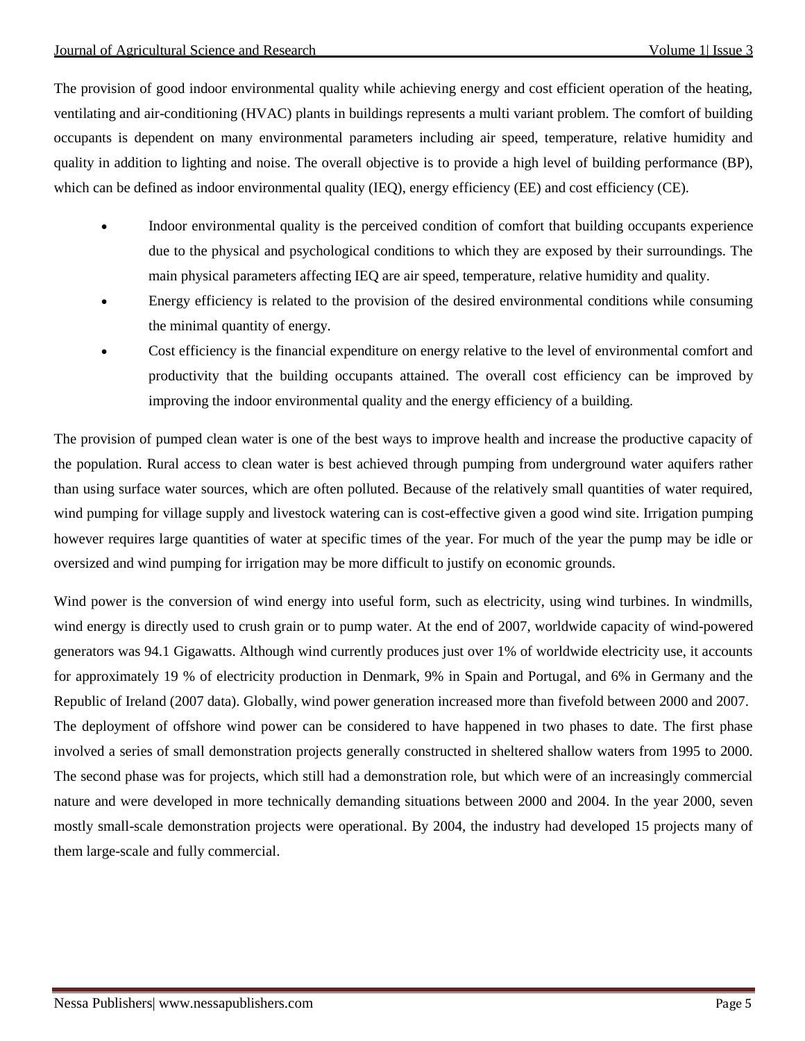The provision of good indoor environmental quality while achieving energy and cost efficient operation of the heating, ventilating and air-conditioning (HVAC) plants in buildings represents a multi variant problem. The comfort of building occupants is dependent on many environmental parameters including air speed, temperature, relative humidity and quality in addition to lighting and noise. The overall objective is to provide a high level of building performance (BP), which can be defined as indoor environmental quality (IEQ), energy efficiency (EE) and cost efficiency (CE).

- Indoor environmental quality is the perceived condition of comfort that building occupants experience due to the physical and psychological conditions to which they are exposed by their surroundings. The main physical parameters affecting IEQ are air speed, temperature, relative humidity and quality.
- Energy efficiency is related to the provision of the desired environmental conditions while consuming the minimal quantity of energy.
- Cost efficiency is the financial expenditure on energy relative to the level of environmental comfort and productivity that the building occupants attained. The overall cost efficiency can be improved by improving the indoor environmental quality and the energy efficiency of a building.

The provision of pumped clean water is one of the best ways to improve health and increase the productive capacity of the population. Rural access to clean water is best achieved through pumping from underground water aquifers rather than using surface water sources, which are often polluted. Because of the relatively small quantities of water required, wind pumping for village supply and livestock watering can is cost-effective given a good wind site. Irrigation pumping however requires large quantities of water at specific times of the year. For much of the year the pump may be idle or oversized and wind pumping for irrigation may be more difficult to justify on economic grounds.

Wind power is the conversion of wind energy into useful form, such as electricity, using wind turbines. In windmills, wind energy is directly used to crush grain or to pump water. At the end of 2007, worldwide capacity of wind-powered generators was 94.1 Gigawatts. Although wind currently produces just over 1% of worldwide electricity use, it accounts for approximately 19 % of electricity production in Denmark, 9% in Spain and Portugal, and 6% in Germany and the Republic of Ireland (2007 data). Globally, wind power generation increased more than fivefold between 2000 and 2007. The deployment of offshore wind power can be considered to have happened in two phases to date. The first phase involved a series of small demonstration projects generally constructed in sheltered shallow waters from 1995 to 2000. The second phase was for projects, which still had a demonstration role, but which were of an increasingly commercial nature and were developed in more technically demanding situations between 2000 and 2004. In the year 2000, seven mostly small-scale demonstration projects were operational. By 2004, the industry had developed 15 projects many of them large-scale and fully commercial.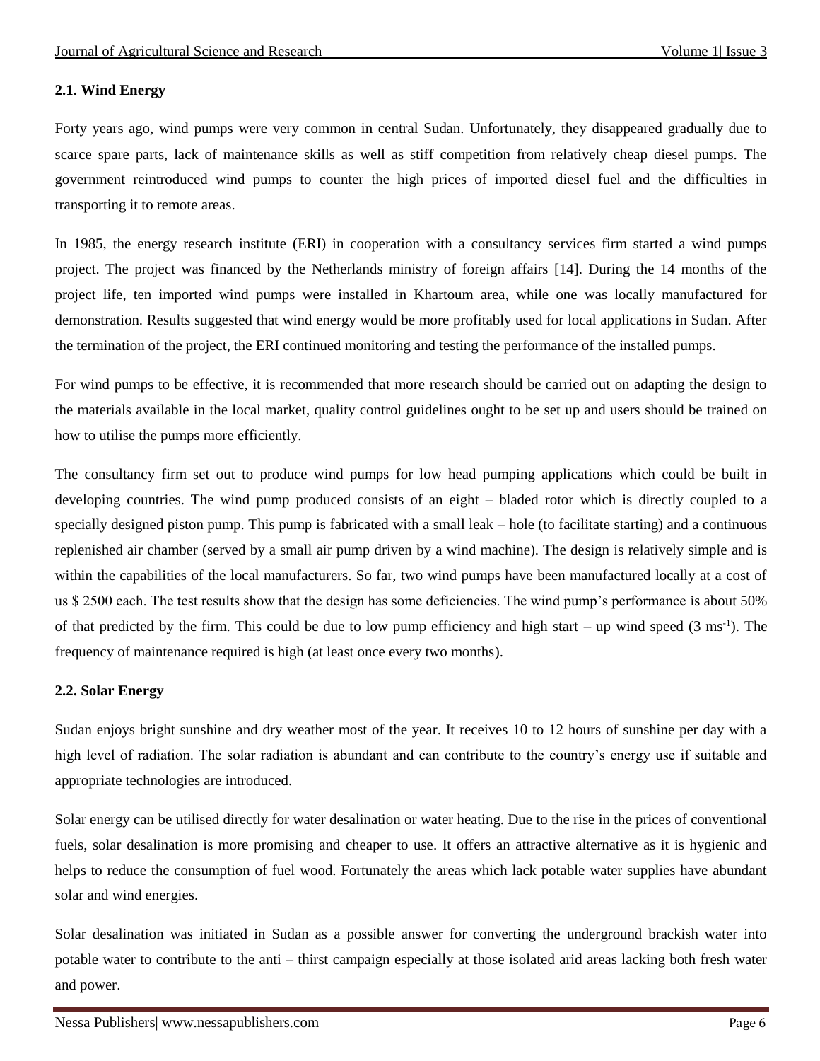### 2.1. Wind Energy

Forty years ago, wind pumps were very common in central Sudan. Unfortunately, they disappeared gradually due to scarce spare parts, lack of maintenance skills as well as stiff competition from relatively cheap diesel pumps. The government reintroduced wind pumps to counter the high prices of imported diesel fuel and the difficulties in transporting it to remote areas.

In 1985, the energy research institute (ERI) in cooperation with a consultancy services firm started a wind pumps project. The project was financed by the Netherlands ministry of foreign affairs [14]. During the 14 months of the project life, ten imported wind pumps were installed in Khartoum area, while one was locally manufactured for demonstration. Results suggested that wind energy would be more profitably used for local applications in Sudan. After the termination of the project, the ERI continued monitoring and testing the performance of the installed pumps.

For wind pumps to be effective, it is recommended that more research should be carried out on adapting the design to the materials available in the local market, quality control guidelines ought to be set up and users should be trained on how to utilise the pumps more efficiently.

The consultancy firm set out to produce wind pumps for low head pumping applications which could be built in developing countries. The wind pump produced consists of an eight – bladed rotor which is directly coupled to a specially designed piston pump. This pump is fabricated with a small leak – hole (to facilitate starting) and a continuous replenished air chamber (served by a small air pump driven by a wind machine). The design is relatively simple and is within the capabilities of the local manufacturers. So far, two wind pumps have been manufactured locally at a cost of us $ 2500 each. The test results show that the design has some deficiencies. The wind pump's performance is about 50% of that predicted by the firm. This could be due to low pump efficiency and high start – up wind speed (3 $ms^{-1}$). The frequency of maintenance required is high (at least once every two months).

### 2.2. Solar Energy

Sudan enjoys bright sunshine and dry weather most of the year. It receives 10 to 12 hours of sunshine per day with a high level of radiation. The solar radiation is abundant and can contribute to the country's energy use if suitable and appropriate technologies are introduced.

Solar energy can be utilised directly for water desalination or water heating. Due to the rise in the prices of conventional fuels, solar desalination is more promising and cheaper to use. It offers an attractive alternative as it is hygienic and helps to reduce the consumption of fuel wood. Fortunately the areas which lack potable water supplies have abundant solar and wind energies.

Solar desalination was initiated in Sudan as a possible answer for converting the underground brackish water into potable water to contribute to the anti – thirst campaign especially at those isolated arid areas lacking both fresh water and power.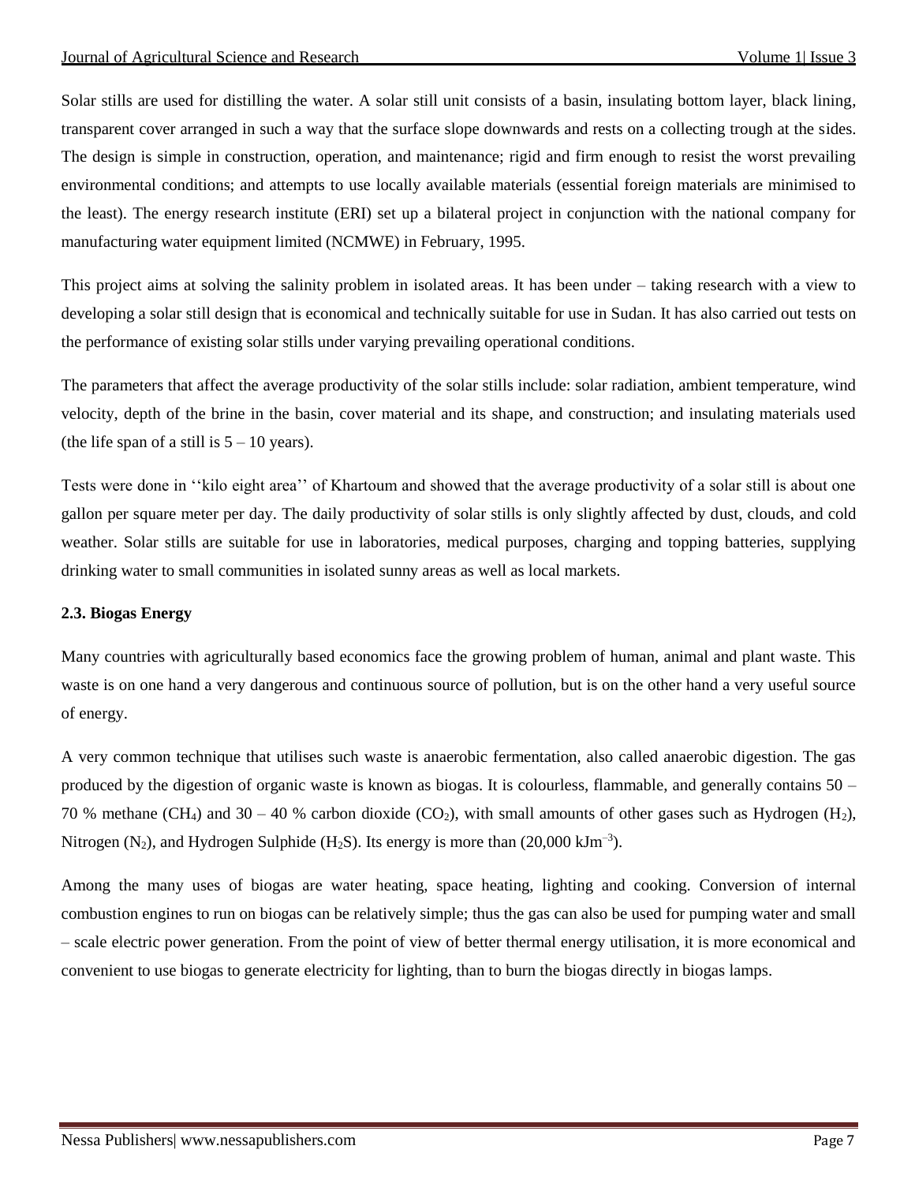Solar stills are used for distilling the water. A solar still unit consists of a basin, insulating bottom layer, black lining, transparent cover arranged in such a way that the surface slope downwards and rests on a collecting trough at the sides. The design is simple in construction, operation, and maintenance; rigid and firm enough to resist the worst prevailing environmental conditions; and attempts to use locally available materials (essential foreign materials are minimised to the least). The energy research institute (ERI) set up a bilateral project in conjunction with the national company for manufacturing water equipment limited (NCMWE) in February, 1995.

This project aims at solving the salinity problem in isolated areas. It has been under – taking research with a view to developing a solar still design that is economical and technically suitable for use in Sudan. It has also carried out tests on the performance of existing solar stills under varying prevailing operational conditions.

The parameters that affect the average productivity of the solar stills include: solar radiation, ambient temperature, wind velocity, depth of the brine in the basin, cover material and its shape, and construction; and insulating materials used (the life span of a still is 5 – 10 years).

Tests were done in ''kilo eight area'' of Khartoum and showed that the average productivity of a solar still is about one gallon per square meter per day. The daily productivity of solar stills is only slightly affected by dust, clouds, and cold weather. Solar stills are suitable for use in laboratories, medical purposes, charging and topping batteries, supplying drinking water to small communities in isolated sunny areas as well as local markets.

### 2.3. Biogas Energy

Many countries with agriculturally based economics face the growing problem of human, animal and plant waste. This waste is on one hand a very dangerous and continuous source of pollution, but is on the other hand a very useful source of energy.

A very common technique that utilises such waste is anaerobic fermentation, also called anaerobic digestion. The gas produced by the digestion of organic waste is known as biogas. It is colourless, flammable, and generally contains 50 – 70 % methane ($CH_4$) and 30 – 40 % carbon dioxide ($CO_2$), with small amounts of other gases such as Hydrogen ($H_2$), Nitrogen ($N_2$), and Hydrogen Sulphide ($H_2S$). Its energy is more than (20,000 $kJm^{-3}$).

Among the many uses of biogas are water heating, space heating, lighting and cooking. Conversion of internal combustion engines to run on biogas can be relatively simple; thus the gas can also be used for pumping water and small – scale electric power generation. From the point of view of better thermal energy utilisation, it is more economical and convenient to use biogas to generate electricity for lighting, than to burn the biogas directly in biogas lamps.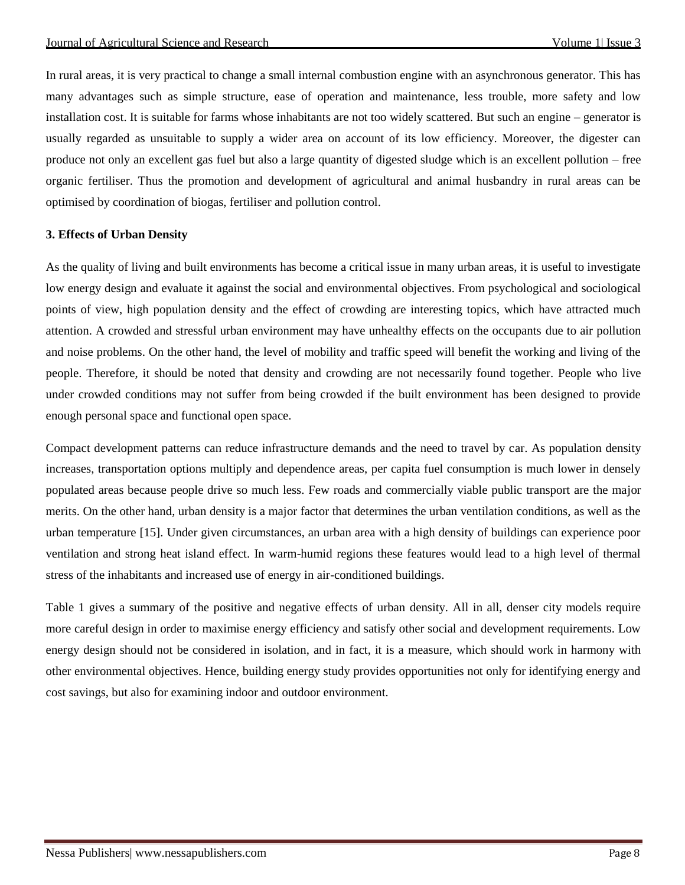In rural areas, it is very practical to change a small internal combustion engine with an asynchronous generator. This has many advantages such as simple structure, ease of operation and maintenance, less trouble, more safety and low installation cost. It is suitable for farms whose inhabitants are not too widely scattered. But such an engine – generator is usually regarded as unsuitable to supply a wider area on account of its low efficiency. Moreover, the digester can produce not only an excellent gas fuel but also a large quantity of digested sludge which is an excellent pollution – free organic fertiliser. Thus the promotion and development of agricultural and animal husbandry in rural areas can be optimised by coordination of biogas, fertiliser and pollution control.

**3. Effects of Urban Density**

As the quality of living and built environments has become a critical issue in many urban areas, it is useful to investigate low energy design and evaluate it against the social and environmental objectives. From psychological and sociological points of view, high population density and the effect of crowding are interesting topics, which have attracted much attention. A crowded and stressful urban environment may have unhealthy effects on the occupants due to air pollution and noise problems. On the other hand, the level of mobility and traffic speed will benefit the working and living of the people. Therefore, it should be noted that density and crowding are not necessarily found together. People who live under crowded conditions may not suffer from being crowded if the built environment has been designed to provide enough personal space and functional open space.

Compact development patterns can reduce infrastructure demands and the need to travel by car. As population density increases, transportation options multiply and dependence areas, per capita fuel consumption is much lower in densely populated areas because people drive so much less. Few roads and commercially viable public transport are the major merits. On the other hand, urban density is a major factor that determines the urban ventilation conditions, as well as the urban temperature [15]. Under given circumstances, an urban area with a high density of buildings can experience poor ventilation and strong heat island effect. In warm-humid regions these features would lead to a high level of thermal stress of the inhabitants and increased use of energy in air-conditioned buildings.

Table 1 gives a summary of the positive and negative effects of urban density. All in all, denser city models require more careful design in order to maximise energy efficiency and satisfy other social and development requirements. Low energy design should not be considered in isolation, and in fact, it is a measure, which should work in harmony with other environmental objectives. Hence, building energy study provides opportunities not only for identifying energy and cost savings, but also for examining indoor and outdoor environment.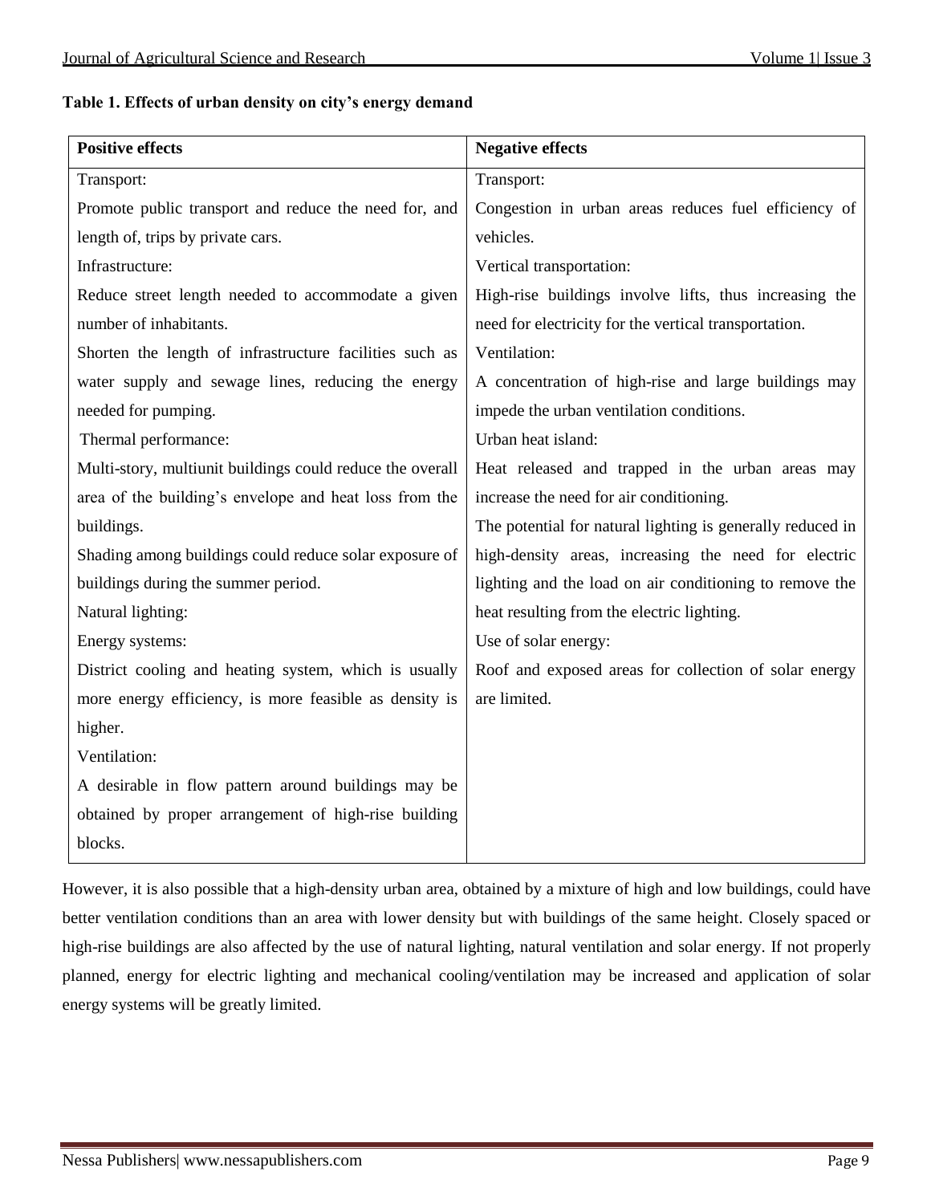**Table 1. Effects of urban density on city's energy demand**

| Positive effects | Negative effects |
|---|---|
| Transport:<br>Promote public transport and reduce the need for, and length of, trips by private cars. | Transport:<br>Congestion in urban areas reduces fuel efficiency of vehicles. |
| Infrastructure:<br>Reduce street length needed to accommodate a given number of inhabitants.<br>Shorten the length of infrastructure facilities such as water supply and sewage lines, reducing the energy needed for pumping. | Vertical transportation:<br>High-rise buildings involve lifts, thus increasing the need for electricity for the vertical transportation.<br>Ventilation:<br>A concentration of high-rise and large buildings may impede the urban ventilation conditions. |
| Thermal performance:<br>Multi-story, multiunit buildings could reduce the overall area of the building's envelope and heat loss from the buildings.<br>Shading among buildings could reduce solar exposure of buildings during the summer period. | Urban heat island:<br>Heat released and trapped in the urban areas may increase the need for air conditioning.<br>The potential for natural lighting is generally reduced in high-density areas, increasing the need for electric lighting and the load on air conditioning to remove the heat resulting from the electric lighting. |
| Natural lighting:<br>Energy systems:<br>District cooling and heating system, which is usually more energy efficiency, is more feasible as density is higher.<br>Ventilation:<br>A desirable in flow pattern around buildings may be obtained by proper arrangement of high-rise building blocks. | Use of solar energy:<br>Roof and exposed areas for collection of solar energy are limited. |

However, it is also possible that a high-density urban area, obtained by a mixture of high and low buildings, could have better ventilation conditions than an area with lower density but with buildings of the same height. Closely spaced or high-rise buildings are also affected by the use of natural lighting, natural ventilation and solar energy. If not properly planned, energy for electric lighting and mechanical cooling/ventilation may be increased and application of solar energy systems will be greatly limited.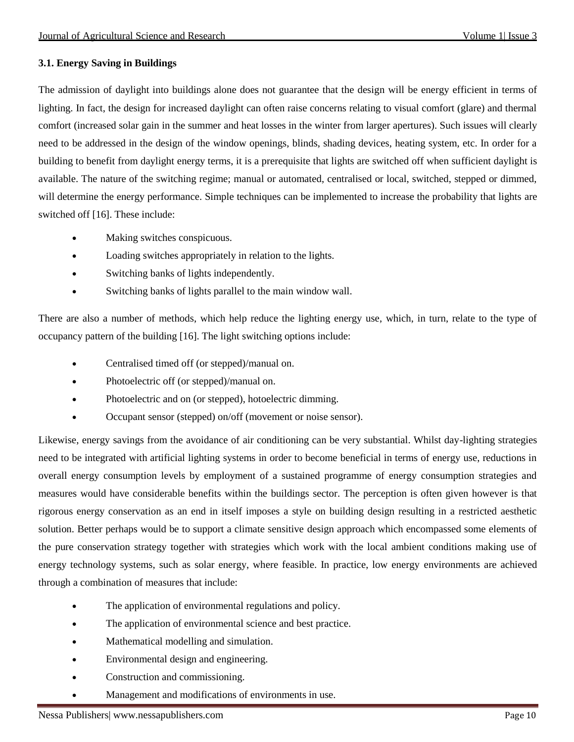### 3.1. Energy Saving in Buildings

The admission of daylight into buildings alone does not guarantee that the design will be energy efficient in terms of lighting. In fact, the design for increased daylight can often raise concerns relating to visual comfort (glare) and thermal comfort (increased solar gain in the summer and heat losses in the winter from larger apertures). Such issues will clearly need to be addressed in the design of the window openings, blinds, shading devices, heating system, etc. In order for a building to benefit from daylight energy terms, it is a prerequisite that lights are switched off when sufficient daylight is available. The nature of the switching regime; manual or automated, centralised or local, switched, stepped or dimmed, will determine the energy performance. Simple techniques can be implemented to increase the probability that lights are switched off [16]. These include:

- Making switches conspicuous.
- Loading switches appropriately in relation to the lights.
- Switching banks of lights independently.
- Switching banks of lights parallel to the main window wall.

There are also a number of methods, which help reduce the lighting energy use, which, in turn, relate to the type of occupancy pattern of the building [16]. The light switching options include:

- Centralised timed off (or stepped)/manual on.
- Photoelectric off (or stepped)/manual on.
- Photoelectric and on (or stepped), hotoelectric dimming.
- Occupant sensor (stepped) on/off (movement or noise sensor).

Likewise, energy savings from the avoidance of air conditioning can be very substantial. Whilst day-lighting strategies need to be integrated with artificial lighting systems in order to become beneficial in terms of energy use, reductions in overall energy consumption levels by employment of a sustained programme of energy consumption strategies and measures would have considerable benefits within the buildings sector. The perception is often given however is that rigorous energy conservation as an end in itself imposes a style on building design resulting in a restricted aesthetic solution. Better perhaps would be to support a climate sensitive design approach which encompassed some elements of the pure conservation strategy together with strategies which work with the local ambient conditions making use of energy technology systems, such as solar energy, where feasible. In practice, low energy environments are achieved through a combination of measures that include:

- The application of environmental regulations and policy.
- The application of environmental science and best practice.
- Mathematical modelling and simulation.
- Environmental design and engineering.
- Construction and commissioning.
- Management and modifications of environments in use.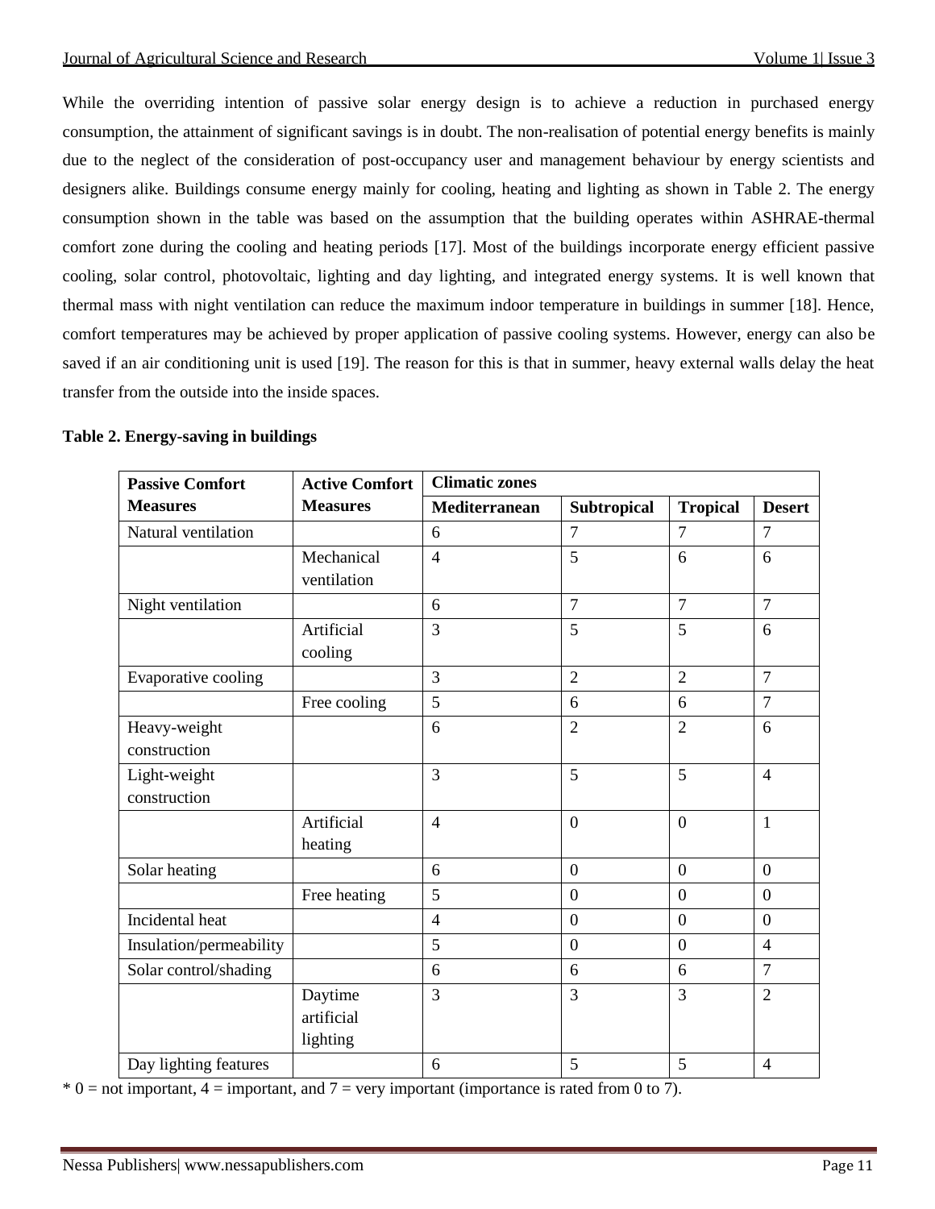While the overriding intention of passive solar energy design is to achieve a reduction in purchased energy consumption, the attainment of significant savings is in doubt. The non-realisation of potential energy benefits is mainly due to the neglect of the consideration of post-occupancy user and management behaviour by energy scientists and designers alike. Buildings consume energy mainly for cooling, heating and lighting as shown in Table 2. The energy consumption shown in the table was based on the assumption that the building operates within ASHRAE-thermal comfort zone during the cooling and heating periods [17]. Most of the buildings incorporate energy efficient passive cooling, solar control, photovoltaic, lighting and day lighting, and integrated energy systems. It is well known that thermal mass with night ventilation can reduce the maximum indoor temperature in buildings in summer [18]. Hence, comfort temperatures may be achieved by proper application of passive cooling systems. However, energy can also be saved if an air conditioning unit is used [19]. The reason for this is that in summer, heavy external walls delay the heat transfer from the outside into the inside spaces.

**Table 2. Energy-saving in buildings**

| Passive Comfort Measures | Active Comfort Measures | Climatic zones | | | |
|---|---|---|---|---|---|
| | | Mediterranean | Subtropical | Tropical | Desert |
| Natural ventilation | | 6 | 7 | 7 | 7 |
| | Mechanical ventilation | 4 | 5 | 6 | 6 |
| Night ventilation | | 6 | 7 | 7 | 7 |
| | Artificial cooling | 3 | 5 | 5 | 6 |
| Evaporative cooling | | 3 | 2 | 2 | 7 |
| | Free cooling | 5 | 6 | 6 | 7 |
| Heavy-weight construction | | 6 | 2 | 2 | 6 |
| Light-weight construction | | 3 | 5 | 5 | 4 |
| | Artificial heating | 4 | 0 | 0 | 1 |
| Solar heating | | 6 | 0 | 0 | 0 |
| | Free heating | 5 | 0 | 0 | 0 |
| Incidental heat | | 4 | 0 | 0 | 0 |
| Insulation/permeability | | 5 | 0 | 0 | 4 |
| Solar control/shading | | 6 | 6 | 6 | 7 |
| | Daytime artificial lighting | 3 | 3 | 3 | 2 |
| Day lighting features | | 6 | 5 | 5 | 4 |

* 0 = not important, 4 = important, and 7 = very important (importance is rated from 0 to 7).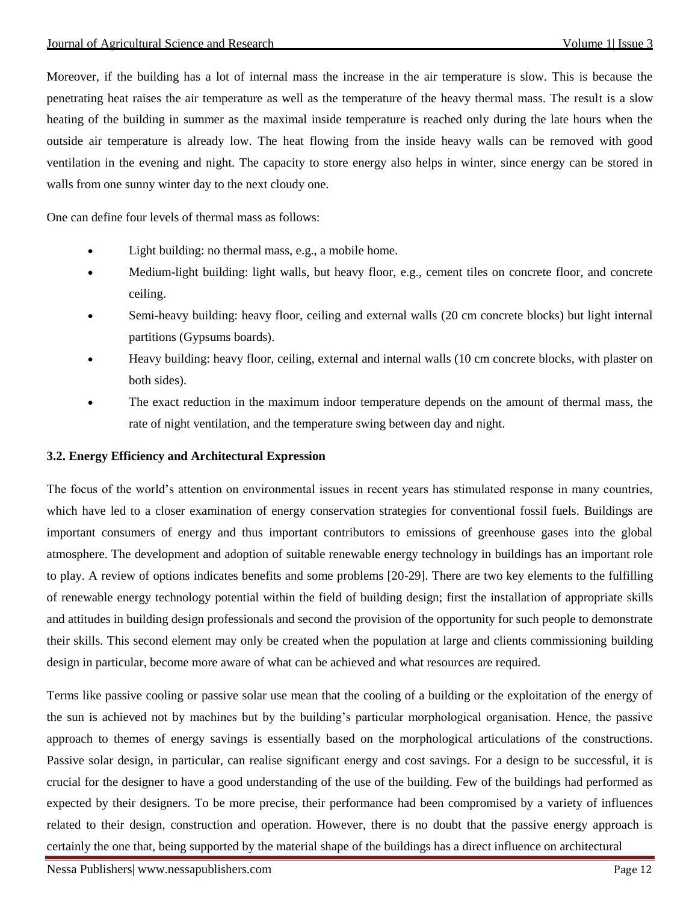Moreover, if the building has a lot of internal mass the increase in the air temperature is slow. This is because the penetrating heat raises the air temperature as well as the temperature of the heavy thermal mass. The result is a slow heating of the building in summer as the maximal inside temperature is reached only during the late hours when the outside air temperature is already low. The heat flowing from the inside heavy walls can be removed with good ventilation in the evening and night. The capacity to store energy also helps in winter, since energy can be stored in walls from one sunny winter day to the next cloudy one.

One can define four levels of thermal mass as follows:

- Light building: no thermal mass, e.g., a mobile home.
- Medium-light building: light walls, but heavy floor, e.g., cement tiles on concrete floor, and concrete ceiling.
- Semi-heavy building: heavy floor, ceiling and external walls (20 cm concrete blocks) but light internal partitions (Gypsums boards).
- Heavy building: heavy floor, ceiling, external and internal walls (10 cm concrete blocks, with plaster on both sides).
- The exact reduction in the maximum indoor temperature depends on the amount of thermal mass, the rate of night ventilation, and the temperature swing between day and night.

### 3.2. Energy Efficiency and Architectural Expression

The focus of the world's attention on environmental issues in recent years has stimulated response in many countries, which have led to a closer examination of energy conservation strategies for conventional fossil fuels. Buildings are important consumers of energy and thus important contributors to emissions of greenhouse gases into the global atmosphere. The development and adoption of suitable renewable energy technology in buildings has an important role to play. A review of options indicates benefits and some problems [20-29]. There are two key elements to the fulfilling of renewable energy technology potential within the field of building design; first the installation of appropriate skills and attitudes in building design professionals and second the provision of the opportunity for such people to demonstrate their skills. This second element may only be created when the population at large and clients commissioning building design in particular, become more aware of what can be achieved and what resources are required.

Terms like passive cooling or passive solar use mean that the cooling of a building or the exploitation of the energy of the sun is achieved not by machines but by the building's particular morphological organisation. Hence, the passive approach to themes of energy savings is essentially based on the morphological articulations of the constructions. Passive solar design, in particular, can realise significant energy and cost savings. For a design to be successful, it is crucial for the designer to have a good understanding of the use of the building. Few of the buildings had performed as expected by their designers. To be more precise, their performance had been compromised by a variety of influences related to their design, construction and operation. However, there is no doubt that the passive energy approach is certainly the one that, being supported by the material shape of the buildings has a direct influence on architectural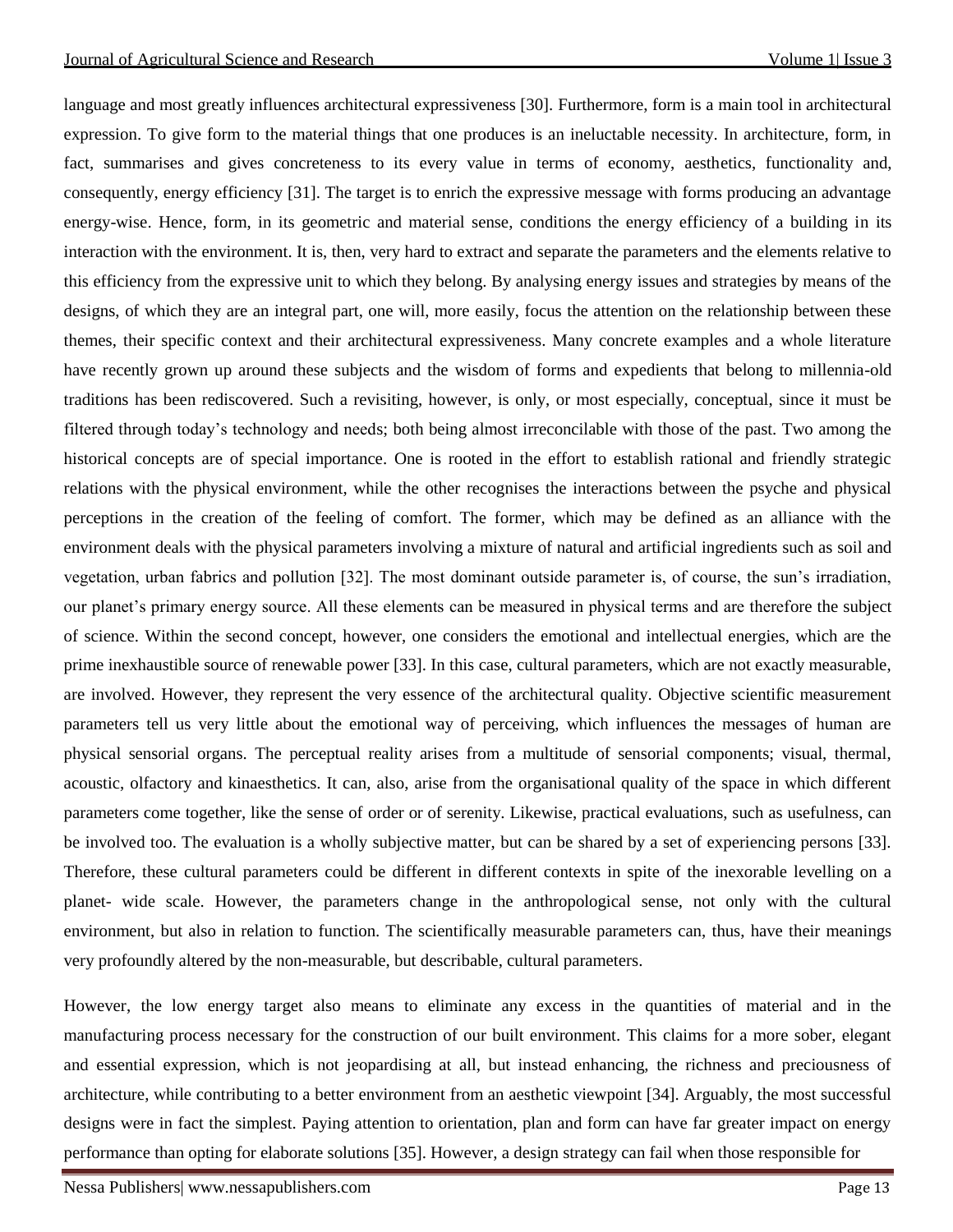language and most greatly influences architectural expressiveness [30]. Furthermore, form is a main tool in architectural expression. To give form to the material things that one produces is an ineluctable necessity. In architecture, form, in fact, summarises and gives concreteness to its every value in terms of economy, aesthetics, functionality and, consequently, energy efficiency [31]. The target is to enrich the expressive message with forms producing an advantage energy-wise. Hence, form, in its geometric and material sense, conditions the energy efficiency of a building in its interaction with the environment. It is, then, very hard to extract and separate the parameters and the elements relative to this efficiency from the expressive unit to which they belong. By analysing energy issues and strategies by means of the designs, of which they are an integral part, one will, more easily, focus the attention on the relationship between these themes, their specific context and their architectural expressiveness. Many concrete examples and a whole literature have recently grown up around these subjects and the wisdom of forms and expedients that belong to millennia-old traditions has been rediscovered. Such a revisiting, however, is only, or most especially, conceptual, since it must be filtered through today's technology and needs; both being almost irreconcilable with those of the past. Two among the historical concepts are of special importance. One is rooted in the effort to establish rational and friendly strategic relations with the physical environment, while the other recognises the interactions between the psyche and physical perceptions in the creation of the feeling of comfort. The former, which may be defined as an alliance with the environment deals with the physical parameters involving a mixture of natural and artificial ingredients such as soil and vegetation, urban fabrics and pollution [32]. The most dominant outside parameter is, of course, the sun's irradiation, our planet's primary energy source. All these elements can be measured in physical terms and are therefore the subject of science. Within the second concept, however, one considers the emotional and intellectual energies, which are the prime inexhaustible source of renewable power [33]. In this case, cultural parameters, which are not exactly measurable, are involved. However, they represent the very essence of the architectural quality. Objective scientific measurement parameters tell us very little about the emotional way of perceiving, which influences the messages of human are physical sensorial organs. The perceptual reality arises from a multitude of sensorial components; visual, thermal, acoustic, olfactory and kinaesthetics. It can, also, arise from the organisational quality of the space in which different parameters come together, like the sense of order or of serenity. Likewise, practical evaluations, such as usefulness, can be involved too. The evaluation is a wholly subjective matter, but can be shared by a set of experiencing persons [33]. Therefore, these cultural parameters could be different in different contexts in spite of the inexorable levelling on a planet- wide scale. However, the parameters change in the anthropological sense, not only with the cultural environment, but also in relation to function. The scientifically measurable parameters can, thus, have their meanings very profoundly altered by the non-measurable, but describable, cultural parameters.

However, the low energy target also means to eliminate any excess in the quantities of material and in the manufacturing process necessary for the construction of our built environment. This claims for a more sober, elegant and essential expression, which is not jeopardising at all, but instead enhancing, the richness and preciousness of architecture, while contributing to a better environment from an aesthetic viewpoint [34]. Arguably, the most successful designs were in fact the simplest. Paying attention to orientation, plan and form can have far greater impact on energy performance than opting for elaborate solutions [35]. However, a design strategy can fail when those responsible for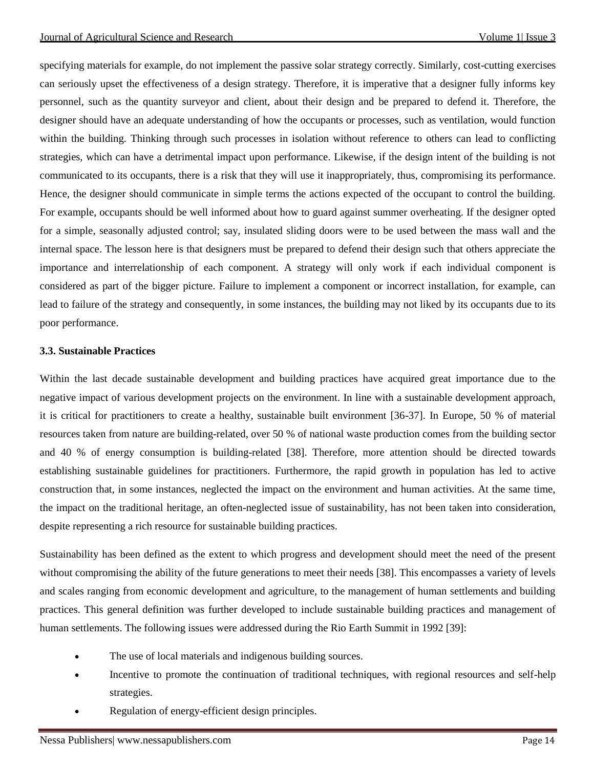specifying materials for example, do not implement the passive solar strategy correctly. Similarly, cost-cutting exercises can seriously upset the effectiveness of a design strategy. Therefore, it is imperative that a designer fully informs key personnel, such as the quantity surveyor and client, about their design and be prepared to defend it. Therefore, the designer should have an adequate understanding of how the occupants or processes, such as ventilation, would function within the building. Thinking through such processes in isolation without reference to others can lead to conflicting strategies, which can have a detrimental impact upon performance. Likewise, if the design intent of the building is not communicated to its occupants, there is a risk that they will use it inappropriately, thus, compromising its performance. Hence, the designer should communicate in simple terms the actions expected of the occupant to control the building. For example, occupants should be well informed about how to guard against summer overheating. If the designer opted for a simple, seasonally adjusted control; say, insulated sliding doors were to be used between the mass wall and the internal space. The lesson here is that designers must be prepared to defend their design such that others appreciate the importance and interrelationship of each component. A strategy will only work if each individual component is considered as part of the bigger picture. Failure to implement a component or incorrect installation, for example, can lead to failure of the strategy and consequently, in some instances, the building may not liked by its occupants due to its poor performance.

### 3.3. Sustainable Practices

Within the last decade sustainable development and building practices have acquired great importance due to the negative impact of various development projects on the environment. In line with a sustainable development approach, it is critical for practitioners to create a healthy, sustainable built environment [36-37]. In Europe, 50 % of material resources taken from nature are building-related, over 50 % of national waste production comes from the building sector and 40 % of energy consumption is building-related [38]. Therefore, more attention should be directed towards establishing sustainable guidelines for practitioners. Furthermore, the rapid growth in population has led to active construction that, in some instances, neglected the impact on the environment and human activities. At the same time, the impact on the traditional heritage, an often-neglected issue of sustainability, has not been taken into consideration, despite representing a rich resource for sustainable building practices.

Sustainability has been defined as the extent to which progress and development should meet the need of the present without compromising the ability of the future generations to meet their needs [38]. This encompasses a variety of levels and scales ranging from economic development and agriculture, to the management of human settlements and building practices. This general definition was further developed to include sustainable building practices and management of human settlements. The following issues were addressed during the Rio Earth Summit in 1992 [39]:

- The use of local materials and indigenous building sources.
- Incentive to promote the continuation of traditional techniques, with regional resources and self-help strategies.
- Regulation of energy-efficient design principles.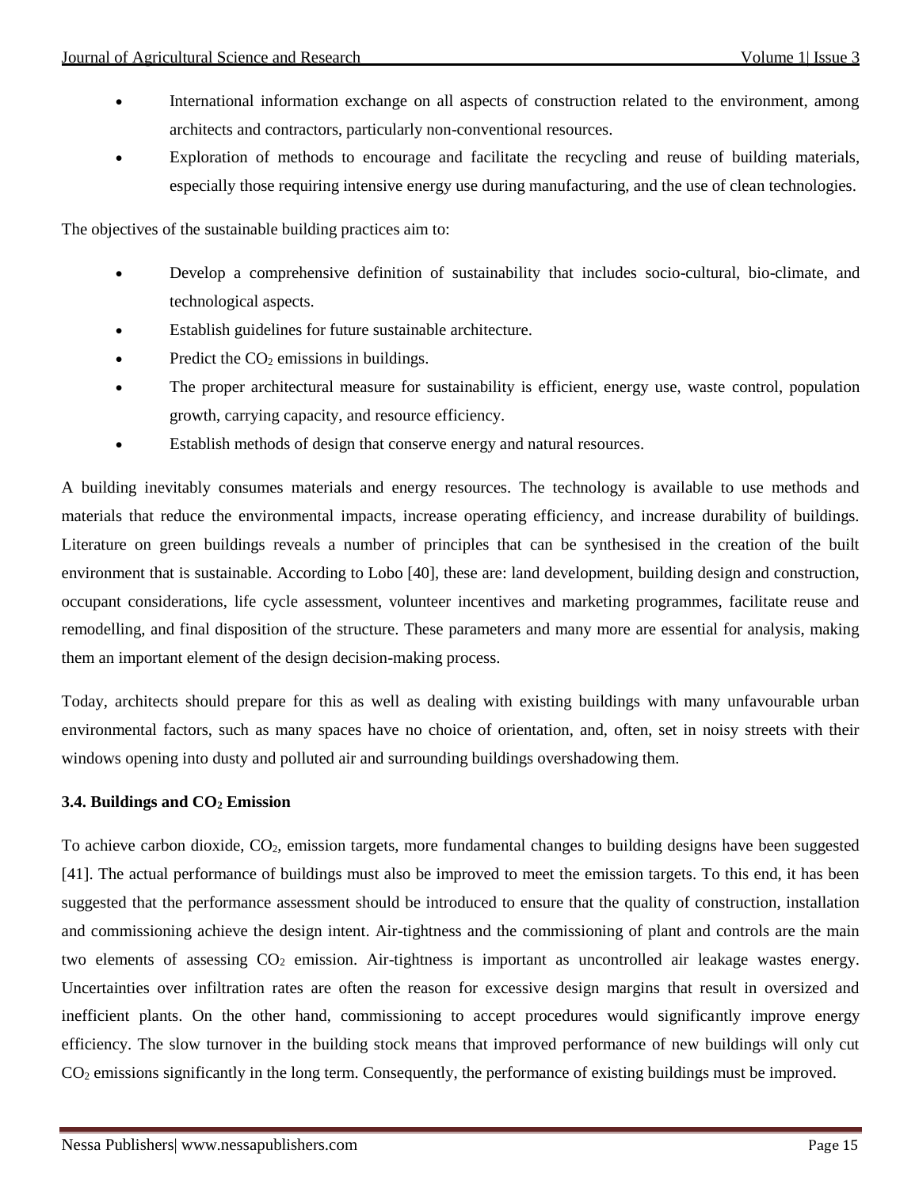- International information exchange on all aspects of construction related to the environment, among architects and contractors, particularly non-conventional resources.
- Exploration of methods to encourage and facilitate the recycling and reuse of building materials, especially those requiring intensive energy use during manufacturing, and the use of clean technologies.

The objectives of the sustainable building practices aim to:

- Develop a comprehensive definition of sustainability that includes socio-cultural, bio-climate, and technological aspects.
- Establish guidelines for future sustainable architecture.
- Predict the $CO_2$ emissions in buildings.
- The proper architectural measure for sustainability is efficient, energy use, waste control, population growth, carrying capacity, and resource efficiency.
- Establish methods of design that conserve energy and natural resources.

A building inevitably consumes materials and energy resources. The technology is available to use methods and materials that reduce the environmental impacts, increase operating efficiency, and increase durability of buildings. Literature on green buildings reveals a number of principles that can be synthesised in the creation of the built environment that is sustainable. According to Lobo [40], these are: land development, building design and construction, occupant considerations, life cycle assessment, volunteer incentives and marketing programmes, facilitate reuse and remodelling, and final disposition of the structure. These parameters and many more are essential for analysis, making them an important element of the design decision-making process.

Today, architects should prepare for this as well as dealing with existing buildings with many unfavourable urban environmental factors, such as many spaces have no choice of orientation, and, often, set in noisy streets with their windows opening into dusty and polluted air and surrounding buildings overshadowing them.

### 3.4. Buildings and $CO_2$ Emission

To achieve carbon dioxide, $CO_2$, emission targets, more fundamental changes to building designs have been suggested [41]. The actual performance of buildings must also be improved to meet the emission targets. To this end, it has been suggested that the performance assessment should be introduced to ensure that the quality of construction, installation and commissioning achieve the design intent. Air-tightness and the commissioning of plant and controls are the main two elements of assessing $CO_2$ emission. Air-tightness is important as uncontrolled air leakage wastes energy. Uncertainties over infiltration rates are often the reason for excessive design margins that result in oversized and inefficient plants. On the other hand, commissioning to accept procedures would significantly improve energy efficiency. The slow turnover in the building stock means that improved performance of new buildings will only cut $CO_2$ emissions significantly in the long term. Consequently, the performance of existing buildings must be improved.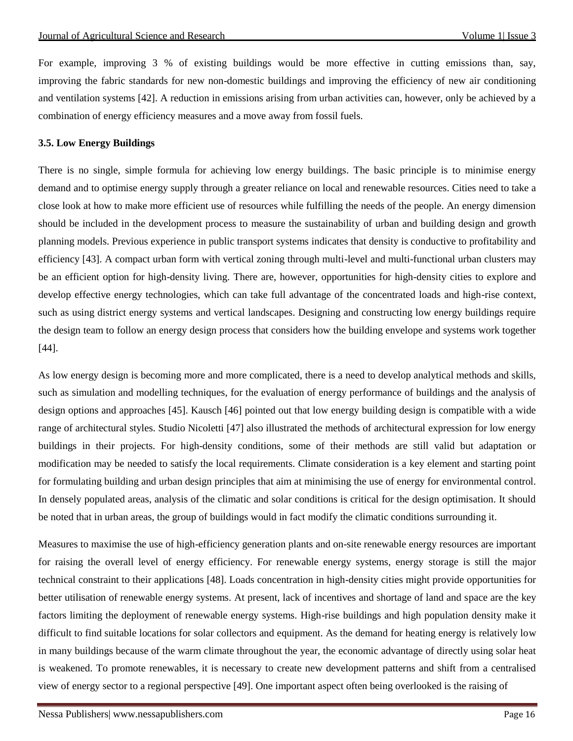For example, improving 3 % of existing buildings would be more effective in cutting emissions than, say, improving the fabric standards for new non-domestic buildings and improving the efficiency of new air conditioning and ventilation systems [42]. A reduction in emissions arising from urban activities can, however, only be achieved by a combination of energy efficiency measures and a move away from fossil fuels.

### 3.5. Low Energy Buildings

There is no single, simple formula for achieving low energy buildings. The basic principle is to minimise energy demand and to optimise energy supply through a greater reliance on local and renewable resources. Cities need to take a close look at how to make more efficient use of resources while fulfilling the needs of the people. An energy dimension should be included in the development process to measure the sustainability of urban and building design and growth planning models. Previous experience in public transport systems indicates that density is conductive to profitability and efficiency [43]. A compact urban form with vertical zoning through multi-level and multi-functional urban clusters may be an efficient option for high-density living. There are, however, opportunities for high-density cities to explore and develop effective energy technologies, which can take full advantage of the concentrated loads and high-rise context, such as using district energy systems and vertical landscapes. Designing and constructing low energy buildings require the design team to follow an energy design process that considers how the building envelope and systems work together [44].

As low energy design is becoming more and more complicated, there is a need to develop analytical methods and skills, such as simulation and modelling techniques, for the evaluation of energy performance of buildings and the analysis of design options and approaches [45]. Kausch [46] pointed out that low energy building design is compatible with a wide range of architectural styles. Studio Nicoletti [47] also illustrated the methods of architectural expression for low energy buildings in their projects. For high-density conditions, some of their methods are still valid but adaptation or modification may be needed to satisfy the local requirements. Climate consideration is a key element and starting point for formulating building and urban design principles that aim at minimising the use of energy for environmental control. In densely populated areas, analysis of the climatic and solar conditions is critical for the design optimisation. It should be noted that in urban areas, the group of buildings would in fact modify the climatic conditions surrounding it.

Measures to maximise the use of high-efficiency generation plants and on-site renewable energy resources are important for raising the overall level of energy efficiency. For renewable energy systems, energy storage is still the major technical constraint to their applications [48]. Loads concentration in high-density cities might provide opportunities for better utilisation of renewable energy systems. At present, lack of incentives and shortage of land and space are the key factors limiting the deployment of renewable energy systems. High-rise buildings and high population density make it difficult to find suitable locations for solar collectors and equipment. As the demand for heating energy is relatively low in many buildings because of the warm climate throughout the year, the economic advantage of directly using solar heat is weakened. To promote renewables, it is necessary to create new development patterns and shift from a centralised view of energy sector to a regional perspective [49]. One important aspect often being overlooked is the raising of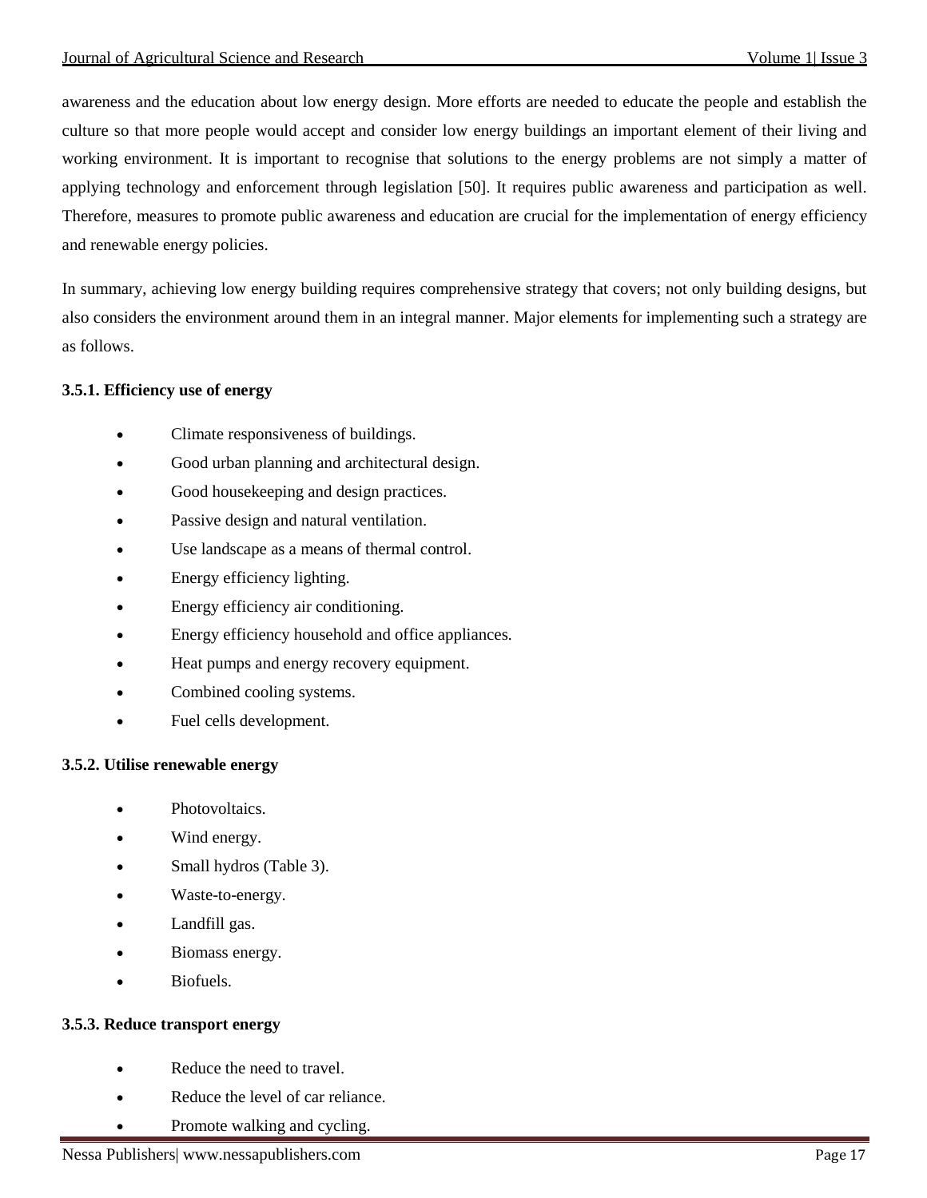awareness and the education about low energy design. More efforts are needed to educate the people and establish the culture so that more people would accept and consider low energy buildings an important element of their living and working environment. It is important to recognise that solutions to the energy problems are not simply a matter of applying technology and enforcement through legislation [50]. It requires public awareness and participation as well. Therefore, measures to promote public awareness and education are crucial for the implementation of energy efficiency and renewable energy policies.

In summary, achieving low energy building requires comprehensive strategy that covers; not only building designs, but also considers the environment around them in an integral manner. Major elements for implementing such a strategy are as follows.

### 3.5.1. Efficiency use of energy

- Climate responsiveness of buildings.
- Good urban planning and architectural design.
- Good housekeeping and design practices.
- Passive design and natural ventilation.
- Use landscape as a means of thermal control.
- Energy efficiency lighting.
- Energy efficiency air conditioning.
- Energy efficiency household and office appliances.
- Heat pumps and energy recovery equipment.
- Combined cooling systems.
- Fuel cells development.

### 3.5.2. Utilise renewable energy

- Photovoltaics.
- Wind energy.
- Small hydros (Table 3).
- Waste-to-energy.
- Landfill gas.
- Biomass energy.
- Biofuels.

### 3.5.3. Reduce transport energy

- Reduce the need to travel.
- Reduce the level of car reliance.
- Promote walking and cycling.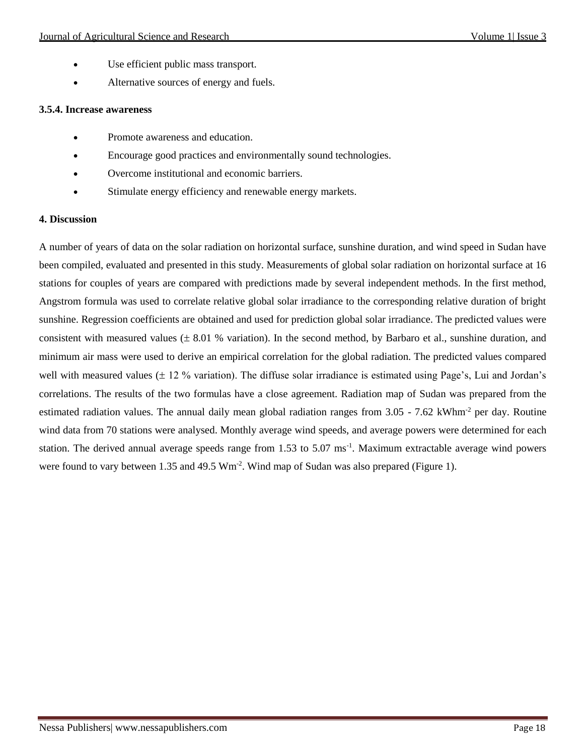- Use efficient public mass transport.
- Alternative sources of energy and fuels.

**3.5.4. Increase awareness**

- Promote awareness and education.
- Encourage good practices and environmentally sound technologies.
- Overcome institutional and economic barriers.
- Stimulate energy efficiency and renewable energy markets.

## 4. Discussion

A number of years of data on the solar radiation on horizontal surface, sunshine duration, and wind speed in Sudan have been compiled, evaluated and presented in this study. Measurements of global solar radiation on horizontal surface at 16 stations for couples of years are compared with predictions made by several independent methods. In the first method, Angstrom formula was used to correlate relative global solar irradiance to the corresponding relative duration of bright sunshine. Regression coefficients are obtained and used for prediction global solar irradiance. The predicted values were consistent with measured values ($\pm$ 8.01 % variation). In the second method, by Barbaro et al., sunshine duration, and minimum air mass were used to derive an empirical correlation for the global radiation. The predicted values compared well with measured values ($\pm$ 12 % variation). The diffuse solar irradiance is estimated using Page's, Lui and Jordan's correlations. The results of the two formulas have a close agreement. Radiation map of Sudan was prepared from the estimated radiation values. The annual daily mean global radiation ranges from 3.05 - 7.62 $kWhm^{-2}$ per day. Routine wind data from 70 stations were analysed. Monthly average wind speeds, and average powers were determined for each station. The derived annual average speeds range from 1.53 to 5.07 $ms^{-1}$. Maximum extractable average wind powers were found to vary between 1.35 and 49.5 $Wm^{-2}$. Wind map of Sudan was also prepared (Figure 1).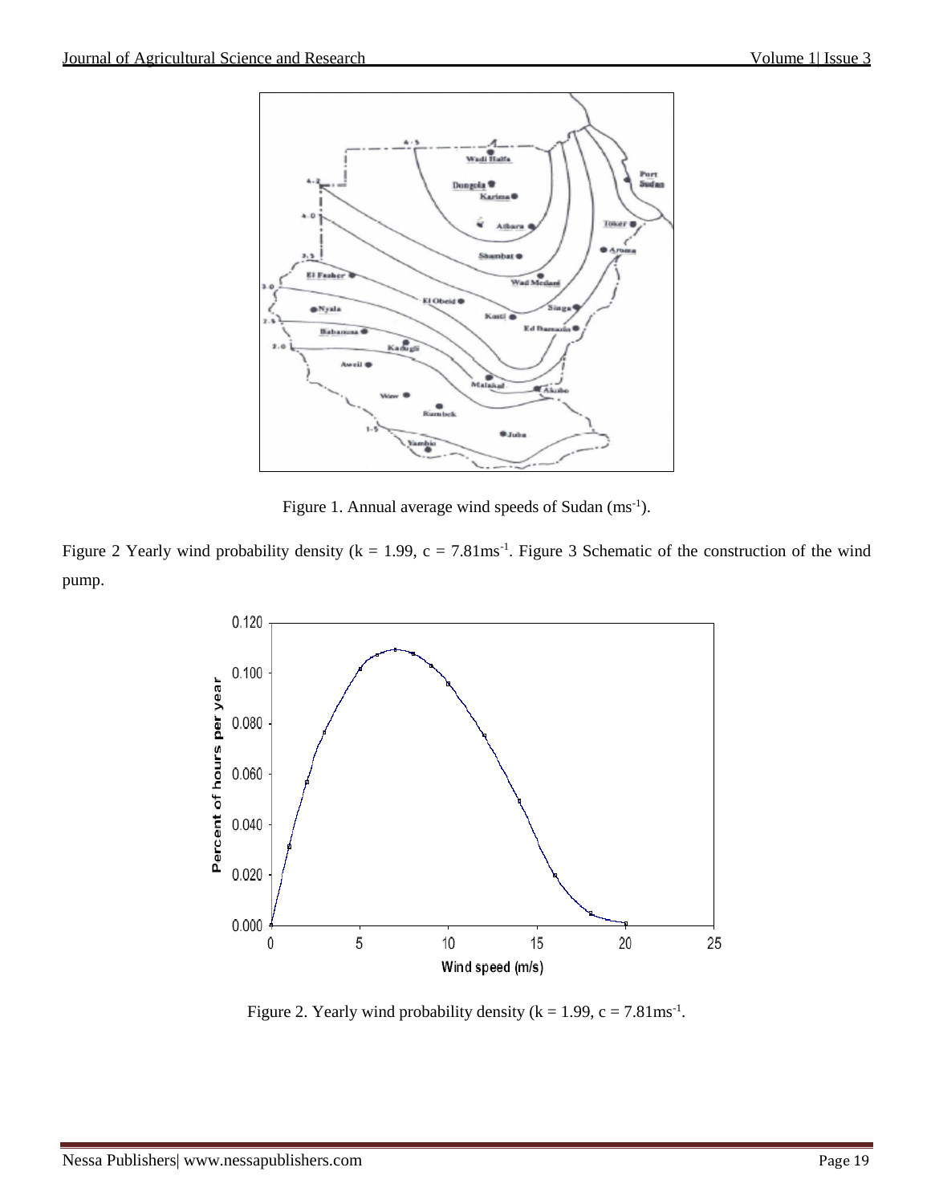Figure 1. Annual average wind speeds of Sudan ($ms^{-1}$).

Figure 2 Yearly wind probability density ($k = 1.99$, $c = 7.81ms^{-1}$. Figure 3 Schematic of the construction of the wind pump.

Figure 2. Yearly wind probability density ($k = 1.99$, $c = 7.81ms^{-1}$.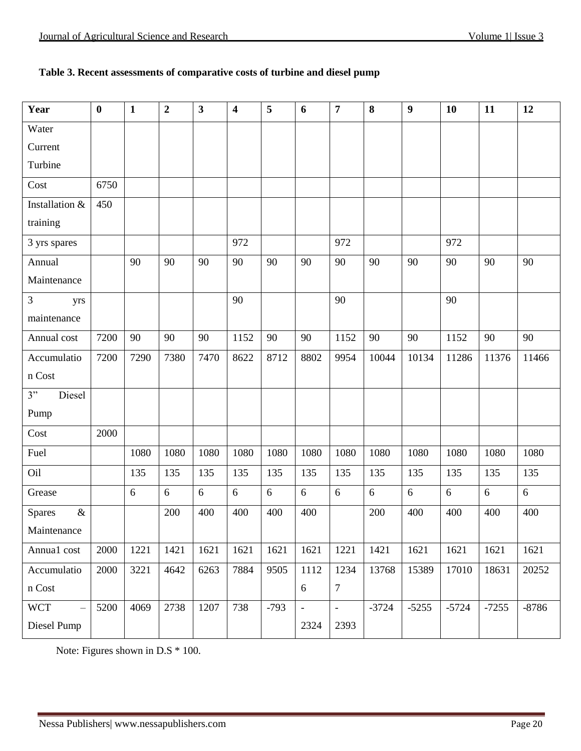**Table 3. Recent assessments of comparative costs of turbine and diesel pump**

| Year | 0 | 1 | 2 | 3 | 4 | 5 | 6 | 7 | 8 | 9 | 10 | 11 | 12 |
|---|---|---|---|---|---|---|---|---|---|---|---|---|---|
| Water Current Turbine | | | | | | | | | | | | | |
| Cost | 6750 | | | | | | | | | | | | |
| Installation & training | 450 | | | | | | | | | | | | |
| 3 yrs spares | | | | | 972 | | | 972 | | | 972 | | |
| Annual Maintenance | | 90 | 90 | 90 | 90 | 90 | 90 | 90 | 90 | 90 | 90 | 90 | 90 |
| 3 yrs maintenance | | | | | 90 | | | 90 | | | 90 | | |
| Annual cost | 7200 | 90 | 90 | 90 | 1152 | 90 | 90 | 1152 | 90 | 90 | 1152 | 90 | 90 |
| Accumulation Cost | 7200 | 7290 | 7380 | 7470 | 8622 | 8712 | 8802 | 9954 | 10044 | 10134 | 11286 | 11376 | 11466 |
| 3" Diesel Pump | | | | | | | | | | | | | |
| Cost | 2000 | | | | | | | | | | | | |
| Fuel | | 1080 | 1080 | 1080 | 1080 | 1080 | 1080 | 1080 | 1080 | 1080 | 1080 | 1080 | 1080 |
| Oil | | 135 | 135 | 135 | 135 | 135 | 135 | 135 | 135 | 135 | 135 | 135 | 135 |
| Grease | | 6 | 6 | 6 | 6 | 6 | 6 | 6 | 6 | 6 | 6 | 6 | 6 |
| Spares & Maintenance | | | 200 | 400 | 400 | 400 | 400 | | 200 | 400 | 400 | 400 | 400 |
| Annua1 cost | 2000 | 1221 | 1421 | 1621 | 1621 | 1621 | 1621 | 1221 | 1421 | 1621 | 1621 | 1621 | 1621 |
| Accumulation Cost | 2000 | 3221 | 4642 | 6263 | 7884 | 9505 | 11126 | 12347 | 13768 | 15389 | 17010 | 18631 | 20252 |
| WCT – Diesel Pump | 5200 | 4069 | 2738 | 1207 | 738 | -793 | -2324 | -2393 | -3724 | -5255 | -5724 | -7255 | -8786 |

Note: Figures shown in D.S * 100.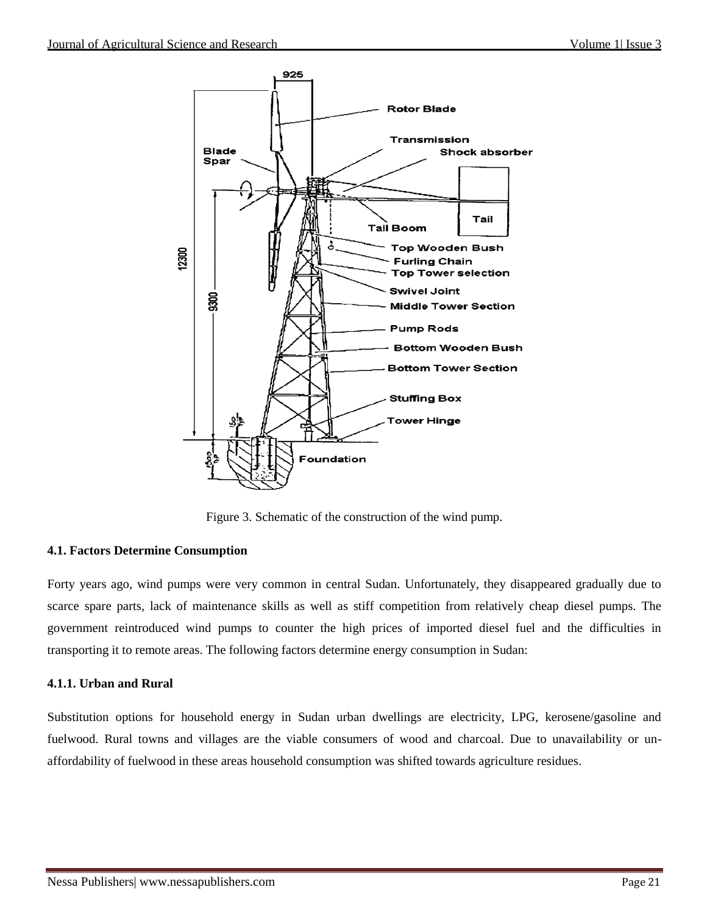Figure 3. Schematic of the construction of the wind pump.

#### 4.1. Factors Determine Consumption

Forty years ago, wind pumps were very common in central Sudan. Unfortunately, they disappeared gradually due to scarce spare parts, lack of maintenance skills as well as stiff competition from relatively cheap diesel pumps. The government reintroduced wind pumps to counter the high prices of imported diesel fuel and the difficulties in transporting it to remote areas. The following factors determine energy consumption in Sudan:

#### 4.1.1. Urban and Rural

Substitution options for household energy in Sudan urban dwellings are electricity, LPG, kerosene/gasoline and fuelwood. Rural towns and villages are the viable consumers of wood and charcoal. Due to unavailability or un-affordability of fuelwood in these areas household consumption was shifted towards agriculture residues.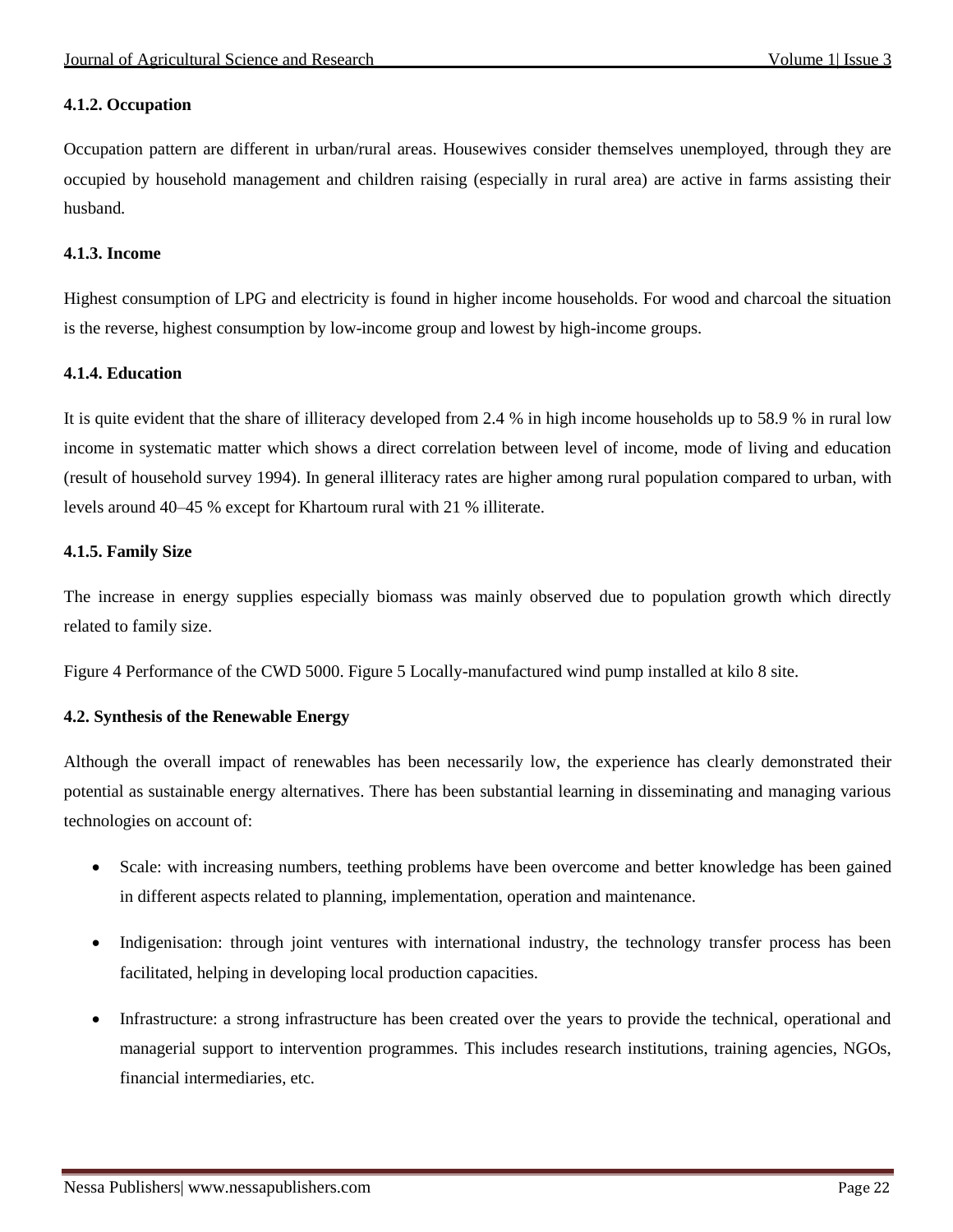#### 4.1.2. Occupation

Occupation pattern are different in urban/rural areas. Housewives consider themselves unemployed, through they are occupied by household management and children raising (especially in rural area) are active in farms assisting their husband.

#### 4.1.3. Income

Highest consumption of LPG and electricity is found in higher income households. For wood and charcoal the situation is the reverse, highest consumption by low-income group and lowest by high-income groups.

#### 4.1.4. Education

It is quite evident that the share of illiteracy developed from 2.4 % in high income households up to 58.9 % in rural low income in systematic matter which shows a direct correlation between level of income, mode of living and education (result of household survey 1994). In general illiteracy rates are higher among rural population compared to urban, with levels around 40–45 % except for Khartoum rural with 21 % illiterate.

#### 4.1.5. Family Size

The increase in energy supplies especially biomass was mainly observed due to population growth which directly related to family size.

Figure 4 Performance of the CWD 5000. Figure 5 Locally-manufactured wind pump installed at kilo 8 site.

### 4.2. Synthesis of the Renewable Energy

Although the overall impact of renewables has been necessarily low, the experience has clearly demonstrated their potential as sustainable energy alternatives. There has been substantial learning in disseminating and managing various technologies on account of:

- Scale: with increasing numbers, teething problems have been overcome and better knowledge has been gained in different aspects related to planning, implementation, operation and maintenance.
- Indigenisation: through joint ventures with international industry, the technology transfer process has been facilitated, helping in developing local production capacities.
- Infrastructure: a strong infrastructure has been created over the years to provide the technical, operational and managerial support to intervention programmes. This includes research institutions, training agencies, NGOs, financial intermediaries, etc.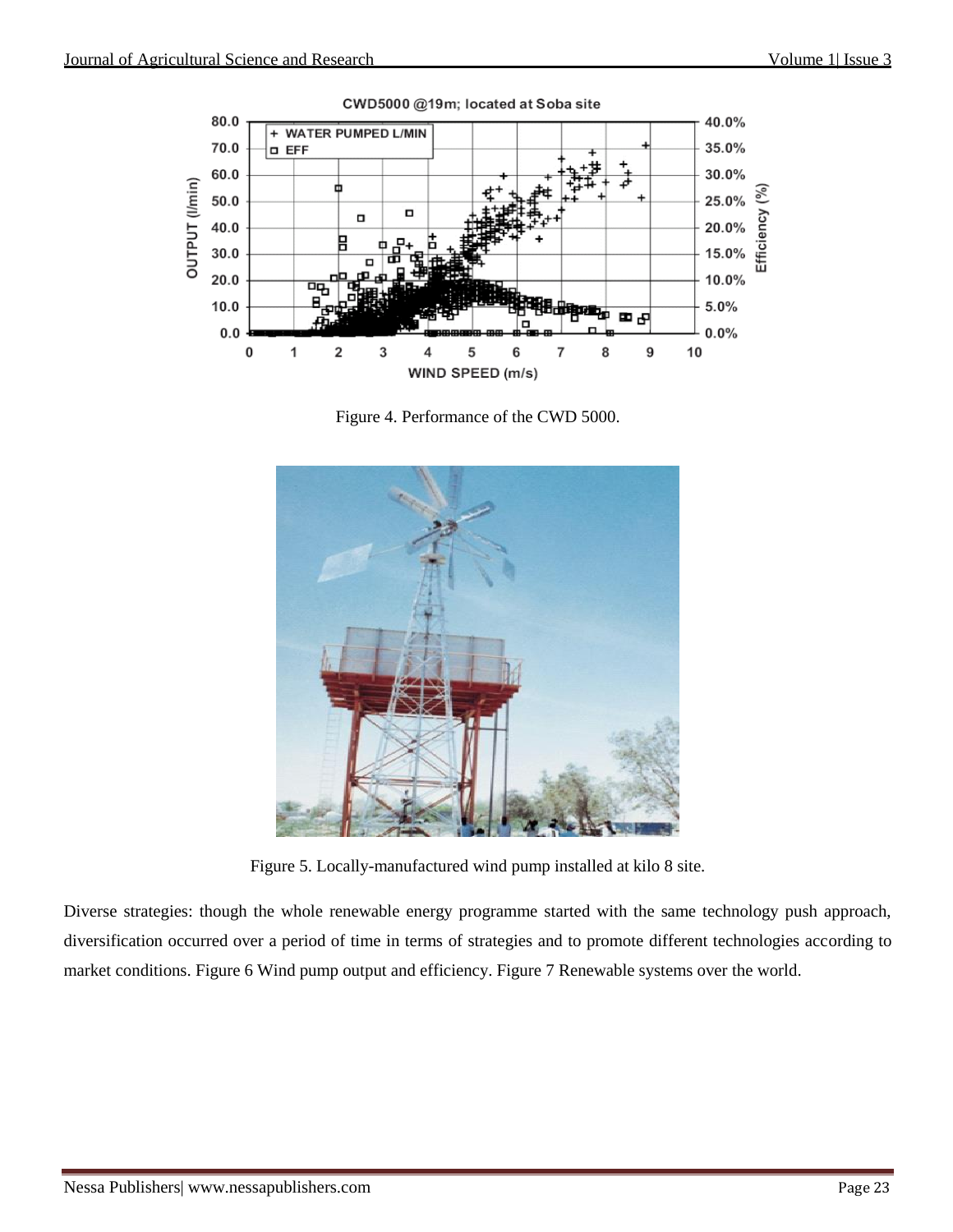Figure 4. Performance of the CWD 5000.

Figure 5. Locally-manufactured wind pump installed at kilo 8 site.

Diverse strategies: though the whole renewable energy programme started with the same technology push approach, diversification occurred over a period of time in terms of strategies and to promote different technologies according to market conditions. Figure 6 Wind pump output and efficiency. Figure 7 Renewable systems over the world.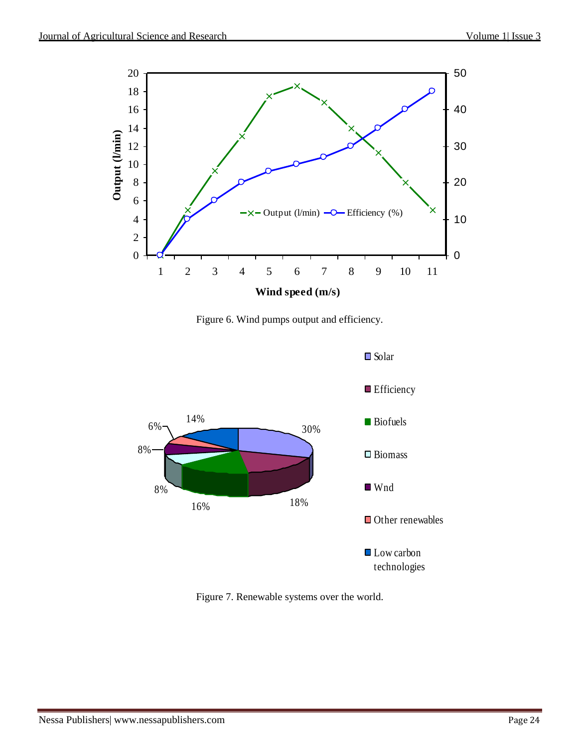Figure 6. Wind pumps output and efficiency.

Figure 7. Renewable systems over the world.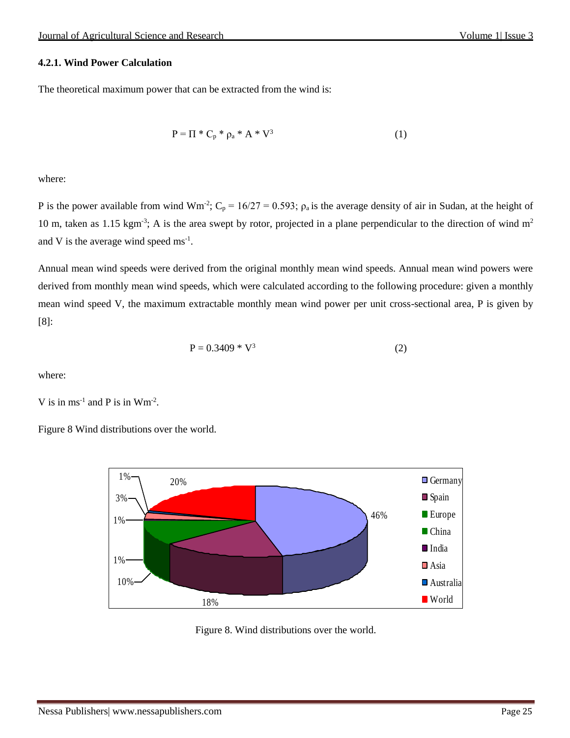#### 4.2.1. Wind Power Calculation

The theoretical maximum power that can be extracted from the wind is:

$$P = \Pi * C_p * \rho_a * A * V^3 \quad (1)$$

where:

P is the power available from wind $Wm^{-2}$; $C_p = 16/27 = 0.593$; $\rho_a$ is the average density of air in Sudan, at the height of 10 m, taken as 1.15 $kgm^{-3}$; A is the area swept by rotor, projected in a plane perpendicular to the direction of wind $m^2$ and V is the average wind speed $ms^{-1}$.

Annual mean wind speeds were derived from the original monthly mean wind speeds. Annual mean wind powers were derived from monthly mean wind speeds, which were calculated according to the following procedure: given a monthly mean wind speed V, the maximum extractable monthly mean wind power per unit cross-sectional area, P is given by [8]:

$$P = 0.3409 * V^3 \quad (2)$$

where:

V is in $ms^{-1}$ and P is in $Wm^{-2}$.

Figure 8 Wind distributions over the world.

| Region | Share |
|---|---|
| Germany | 46% |
| Spain | 18% |
| Europe | 10% |
| China | 1% |
| India | 1% |
| Asia | 3% |
| Australia | 1% |
| World | 20% |

Figure 8. Wind distributions over the world.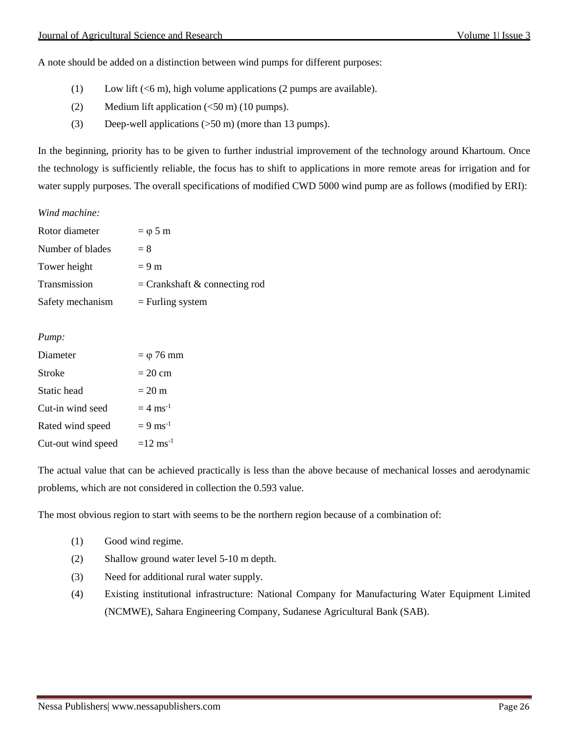A note should be added on a distinction between wind pumps for different purposes:

(1) Low lift (<6 m), high volume applications (2 pumps are available).

(2) Medium lift application (<50 m) (10 pumps).

(3) Deep-well applications (>50 m) (more than 13 pumps).

In the beginning, priority has to be given to further industrial improvement of the technology around Khartoum. Once the technology is sufficiently reliable, the focus has to shift to applications in more remote areas for irrigation and for water supply purposes. The overall specifications of modified CWD 5000 wind pump are as follows (modified by ERI):

*Wind machine:*

| | |
|---|---|
| Rotor diameter | = φ 5 m |
| Number of blades | = 8 |
| Tower height | = 9 m |
| Transmission | = Crankshaft & connecting rod |
| Safety mechanism | = Furling system |

*Pump:*

| | |
|---|---|
| Diameter | = φ 76 mm |
| Stroke | = 20 cm |
| Static head | = 20 m |
| Cut-in wind seed | = 4 $ms^{-1}$ |
| Rated wind speed | = 9 $ms^{-1}$ |
| Cut-out wind speed | =12 $ms^{-1}$ |

The actual value that can be achieved practically is less than the above because of mechanical losses and aerodynamic problems, which are not considered in collection the 0.593 value.

The most obvious region to start with seems to be the northern region because of a combination of:

(1) Good wind regime.

(2) Shallow ground water level 5-10 m depth.

(3) Need for additional rural water supply.

(4) Existing institutional infrastructure: National Company for Manufacturing Water Equipment Limited (NCMWE), Sahara Engineering Company, Sudanese Agricultural Bank (SAB).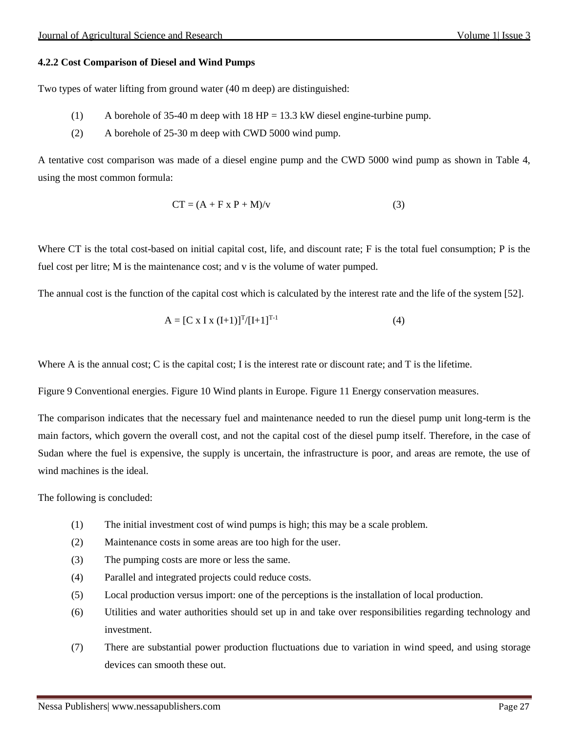### 4.2.2 Cost Comparison of Diesel and Wind Pumps

Two types of water lifting from ground water (40 m deep) are distinguished:

(1) A borehole of 35-40 m deep with 18 HP = 13.3 kW diesel engine-turbine pump.

(2) A borehole of 25-30 m deep with CWD 5000 wind pump.

A tentative cost comparison was made of a diesel engine pump and the CWD 5000 wind pump as shown in Table 4, using the most common formula:

$$CT = (A + F \times P + M)/v \quad (3)$$

Where CT is the total cost-based on initial capital cost, life, and discount rate; F is the total fuel consumption; P is the fuel cost per litre; M is the maintenance cost; and v is the volume of water pumped.

The annual cost is the function of the capital cost which is calculated by the interest rate and the life of the system [52].

$$A = [C \times I \times (I+1)]^{T}/[I+1]^{T-1} \quad (4)$$

Where A is the annual cost; C is the capital cost; I is the interest rate or discount rate; and T is the lifetime.

Figure 9 Conventional energies. Figure 10 Wind plants in Europe. Figure 11 Energy conservation measures.

The comparison indicates that the necessary fuel and maintenance needed to run the diesel pump unit long-term is the main factors, which govern the overall cost, and not the capital cost of the diesel pump itself. Therefore, in the case of Sudan where the fuel is expensive, the supply is uncertain, the infrastructure is poor, and areas are remote, the use of wind machines is the ideal.

The following is concluded:

(1) The initial investment cost of wind pumps is high; this may be a scale problem.

(2) Maintenance costs in some areas are too high for the user.

(3) The pumping costs are more or less the same.

(4) Parallel and integrated projects could reduce costs.

(5) Local production versus import: one of the perceptions is the installation of local production.

(6) Utilities and water authorities should set up in and take over responsibilities regarding technology and investment.

(7) There are substantial power production fluctuations due to variation in wind speed, and using storage devices can smooth these out.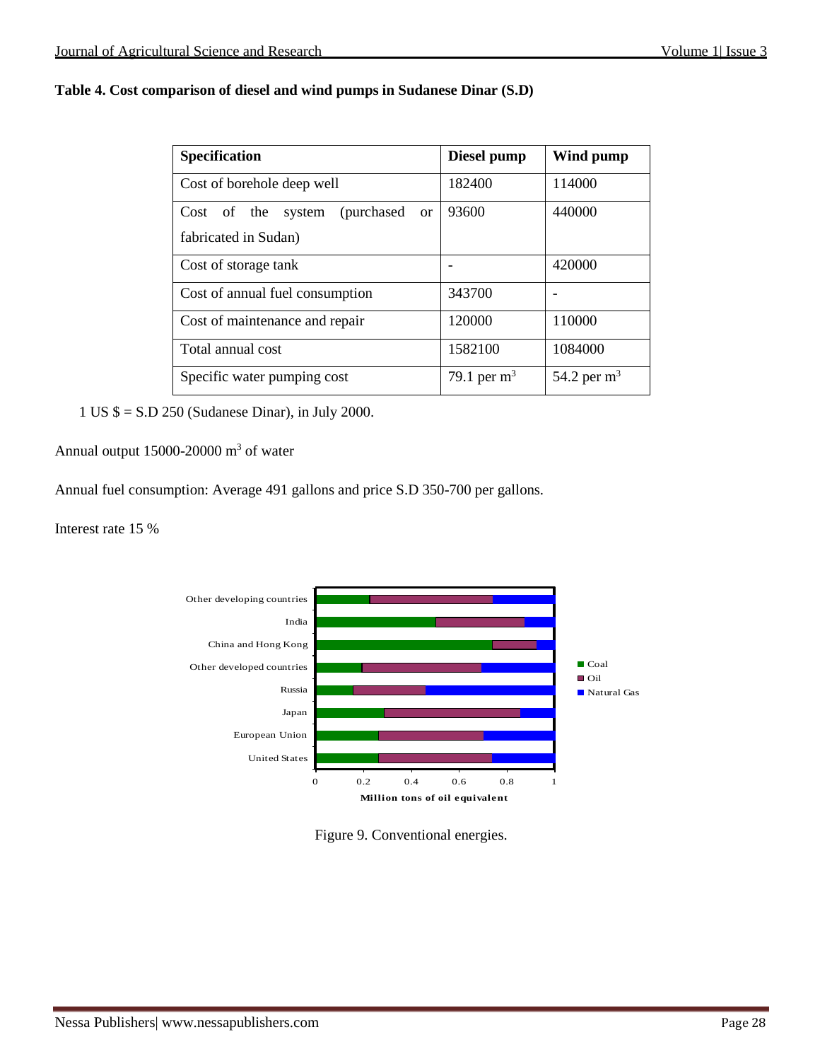**Table 4. Cost comparison of diesel and wind pumps in Sudanese Dinar (S.D)**

| Specification | Diesel pump | Wind pump |
|---|---|---|
| Cost of borehole deep well | 182400 | 114000 |
| Cost of the system (purchased or fabricated in Sudan) | 93600 | 440000 |
| Cost of storage tank | - | 420000 |
| Cost of annual fuel consumption | 343700 | - |
| Cost of maintenance and repair | 120000 | 110000 |
| Total annual cost | 1582100 | 1084000 |
| Specific water pumping cost | 79.1 per $m^3$ | 54.2 per $m^3$ |

1 US $ = S.D 250 (Sudanese Dinar), in July 2000.

Annual output 15000-20000 $m^3$ of water

Annual fuel consumption: Average 491 gallons and price S.D 350-700 per gallons.

Interest rate 15 %

Figure 9. Conventional energies.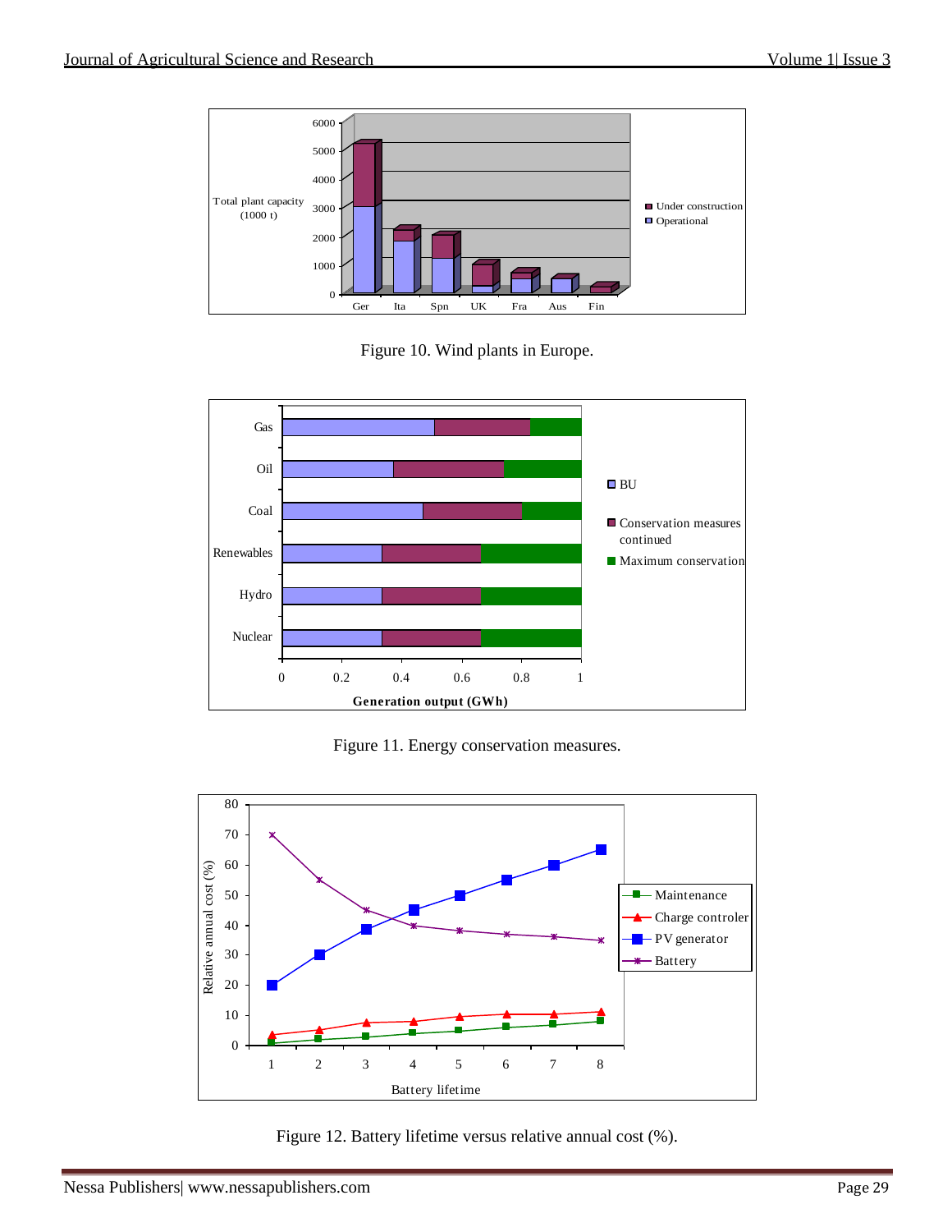Figure 10. Wind plants in Europe.

Figure 11. Energy conservation measures.

Figure 12. Battery lifetime versus relative annual cost (%).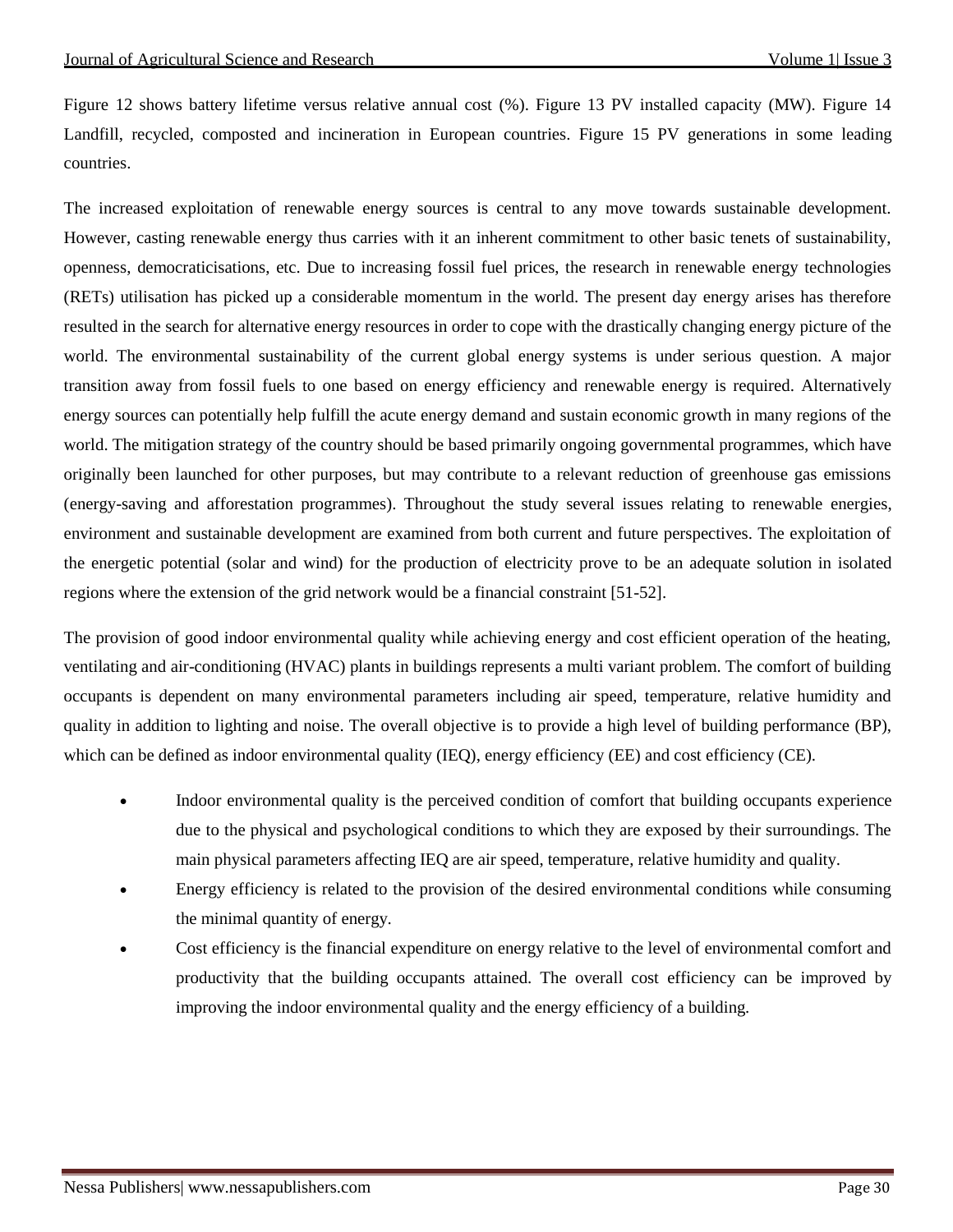Figure 12 shows battery lifetime versus relative annual cost (%). Figure 13 PV installed capacity (MW). Figure 14 Landfill, recycled, composted and incineration in European countries. Figure 15 PV generations in some leading countries.

The increased exploitation of renewable energy sources is central to any move towards sustainable development. However, casting renewable energy thus carries with it an inherent commitment to other basic tenets of sustainability, openness, democraticisations, etc. Due to increasing fossil fuel prices, the research in renewable energy technologies (RETs) utilisation has picked up a considerable momentum in the world. The present day energy arises has therefore resulted in the search for alternative energy resources in order to cope with the drastically changing energy picture of the world. The environmental sustainability of the current global energy systems is under serious question. A major transition away from fossil fuels to one based on energy efficiency and renewable energy is required. Alternatively energy sources can potentially help fulfill the acute energy demand and sustain economic growth in many regions of the world. The mitigation strategy of the country should be based primarily ongoing governmental programmes, which have originally been launched for other purposes, but may contribute to a relevant reduction of greenhouse gas emissions (energy-saving and afforestation programmes). Throughout the study several issues relating to renewable energies, environment and sustainable development are examined from both current and future perspectives. The exploitation of the energetic potential (solar and wind) for the production of electricity prove to be an adequate solution in isolated regions where the extension of the grid network would be a financial constraint [51-52].

The provision of good indoor environmental quality while achieving energy and cost efficient operation of the heating, ventilating and air-conditioning (HVAC) plants in buildings represents a multi variant problem. The comfort of building occupants is dependent on many environmental parameters including air speed, temperature, relative humidity and quality in addition to lighting and noise. The overall objective is to provide a high level of building performance (BP), which can be defined as indoor environmental quality (IEQ), energy efficiency (EE) and cost efficiency (CE).

- Indoor environmental quality is the perceived condition of comfort that building occupants experience due to the physical and psychological conditions to which they are exposed by their surroundings. The main physical parameters affecting IEQ are air speed, temperature, relative humidity and quality.
- Energy efficiency is related to the provision of the desired environmental conditions while consuming the minimal quantity of energy.
- Cost efficiency is the financial expenditure on energy relative to the level of environmental comfort and productivity that the building occupants attained. The overall cost efficiency can be improved by improving the indoor environmental quality and the energy efficiency of a building.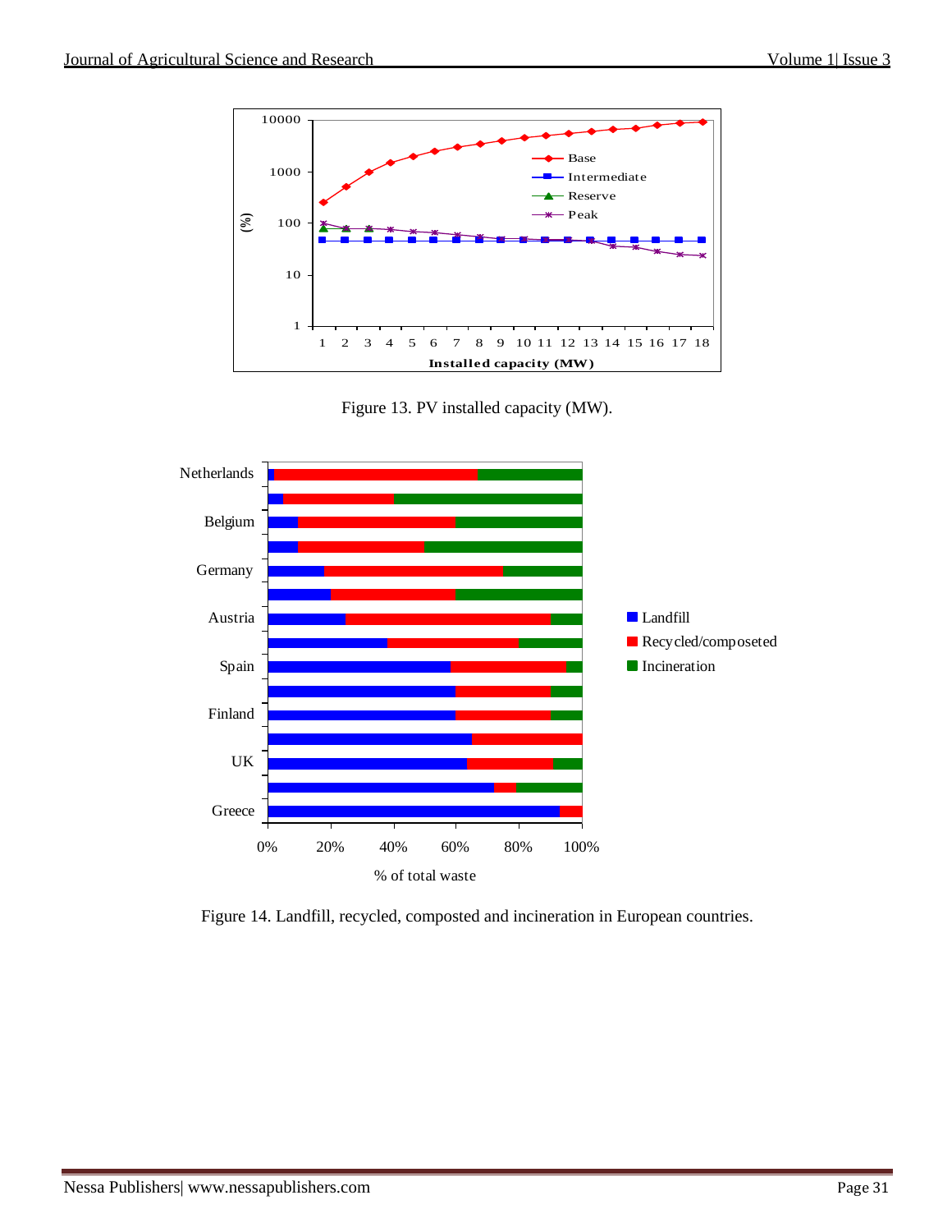Figure 13. PV installed capacity (MW).

Figure 14. Landfill, recycled, composted and incineration in European countries.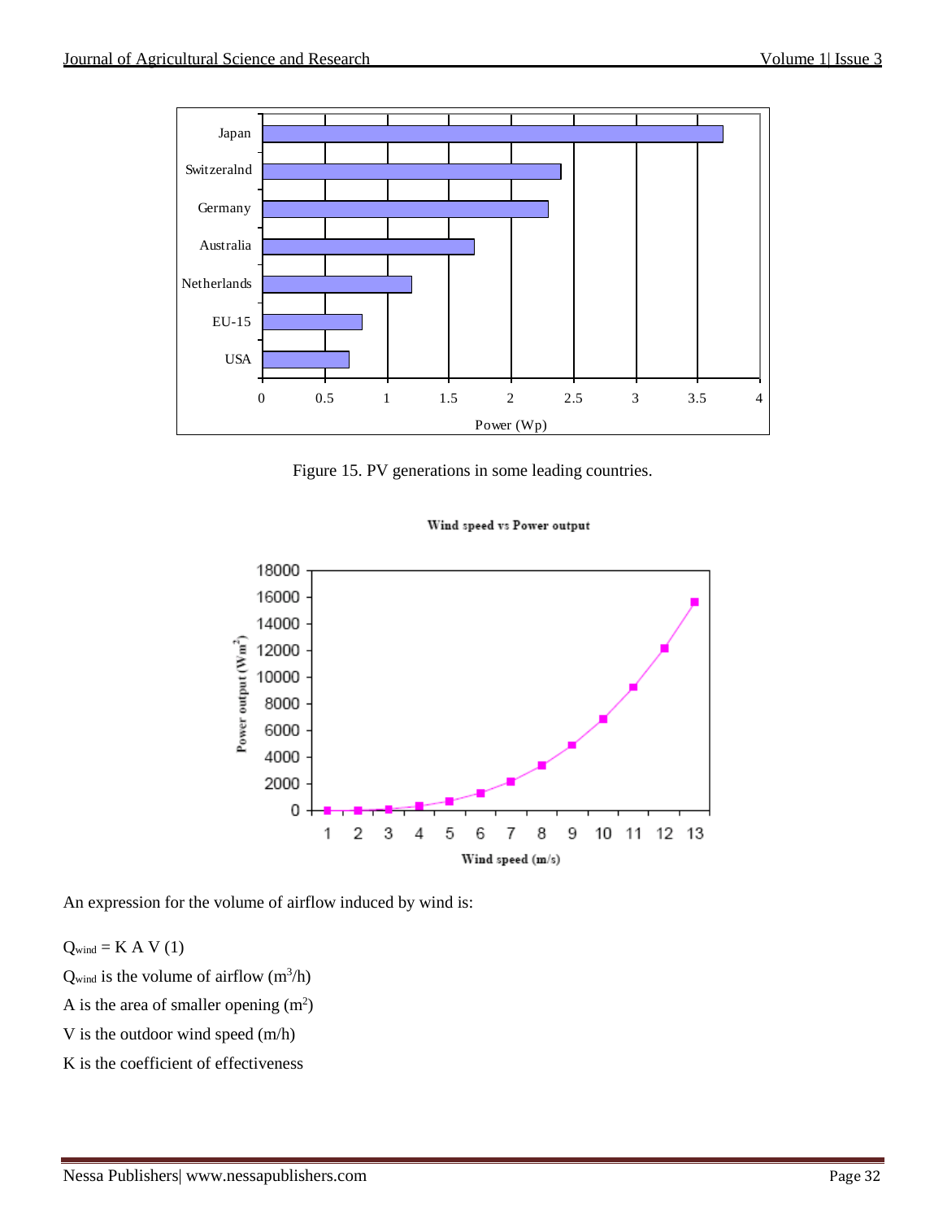Figure 15. PV generations in some leading countries.

An expression for the volume of airflow induced by wind is:

$Q_{wind} = K\ A\ V$ (1)

$Q_{wind}$ is the volume of airflow ($m^3/h$)

A is the area of smaller opening ($m^2$)

V is the outdoor wind speed (m/h)

K is the coefficient of effectiveness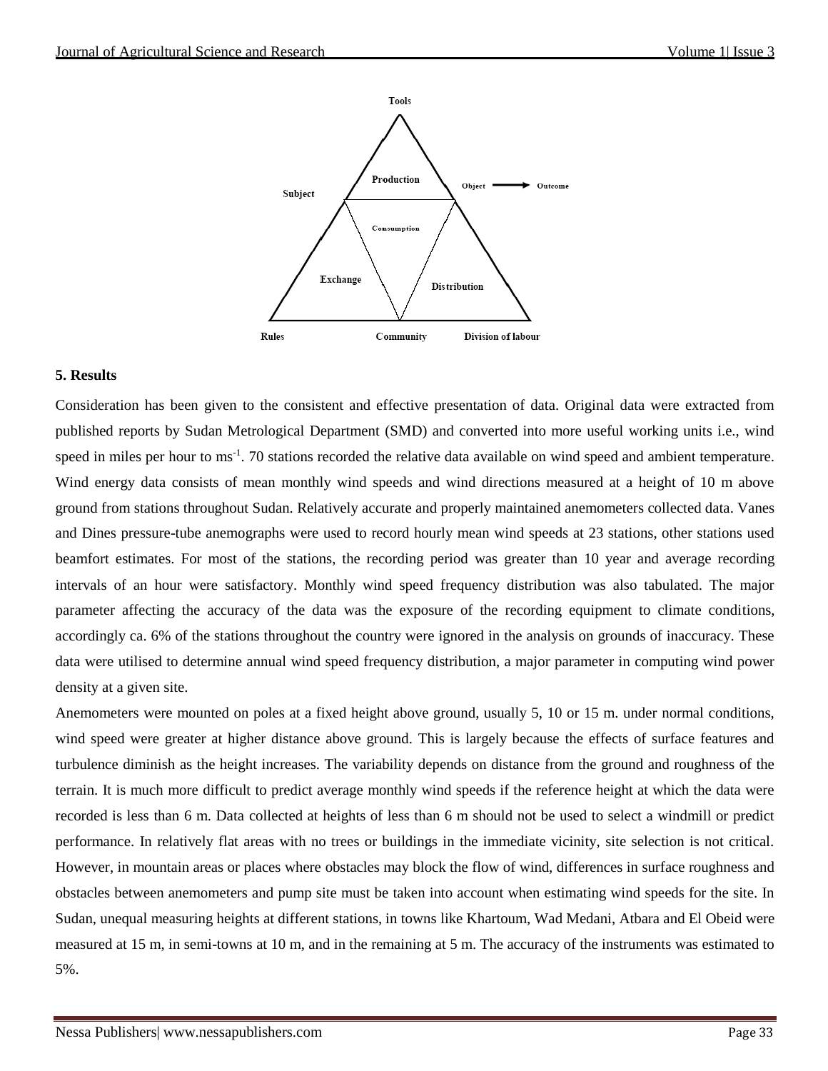Tools

Production

Subject

Object ⟶ Outcome

Consumption

Exchange

Distribution

Rules

Community

Division of labour

## 5. Results

Consideration has been given to the consistent and effective presentation of data. Original data were extracted from published reports by Sudan Metrological Department (SMD) and converted into more useful working units i.e., wind speed in miles per hour to $ms^{-1}$. 70 stations recorded the relative data available on wind speed and ambient temperature. Wind energy data consists of mean monthly wind speeds and wind directions measured at a height of 10 m above ground from stations throughout Sudan. Relatively accurate and properly maintained anemometers collected data. Vanes and Dines pressure-tube anemographs were used to record hourly mean wind speeds at 23 stations, other stations used beamfort estimates. For most of the stations, the recording period was greater than 10 year and average recording intervals of an hour were satisfactory. Monthly wind speed frequency distribution was also tabulated. The major parameter affecting the accuracy of the data was the exposure of the recording equipment to climate conditions, accordingly ca. 6% of the stations throughout the country were ignored in the analysis on grounds of inaccuracy. These data were utilised to determine annual wind speed frequency distribution, a major parameter in computing wind power density at a given site.

Anemometers were mounted on poles at a fixed height above ground, usually 5, 10 or 15 m. under normal conditions, wind speed were greater at higher distance above ground. This is largely because the effects of surface features and turbulence diminish as the height increases. The variability depends on distance from the ground and roughness of the terrain. It is much more difficult to predict average monthly wind speeds if the reference height at which the data were recorded is less than 6 m. Data collected at heights of less than 6 m should not be used to select a windmill or predict performance. In relatively flat areas with no trees or buildings in the immediate vicinity, site selection is not critical. However, in mountain areas or places where obstacles may block the flow of wind, differences in surface roughness and obstacles between anemometers and pump site must be taken into account when estimating wind speeds for the site. In Sudan, unequal measuring heights at different stations, in towns like Khartoum, Wad Medani, Atbara and El Obeid were measured at 15 m, in semi-towns at 10 m, and in the remaining at 5 m. The accuracy of the instruments was estimated to 5%.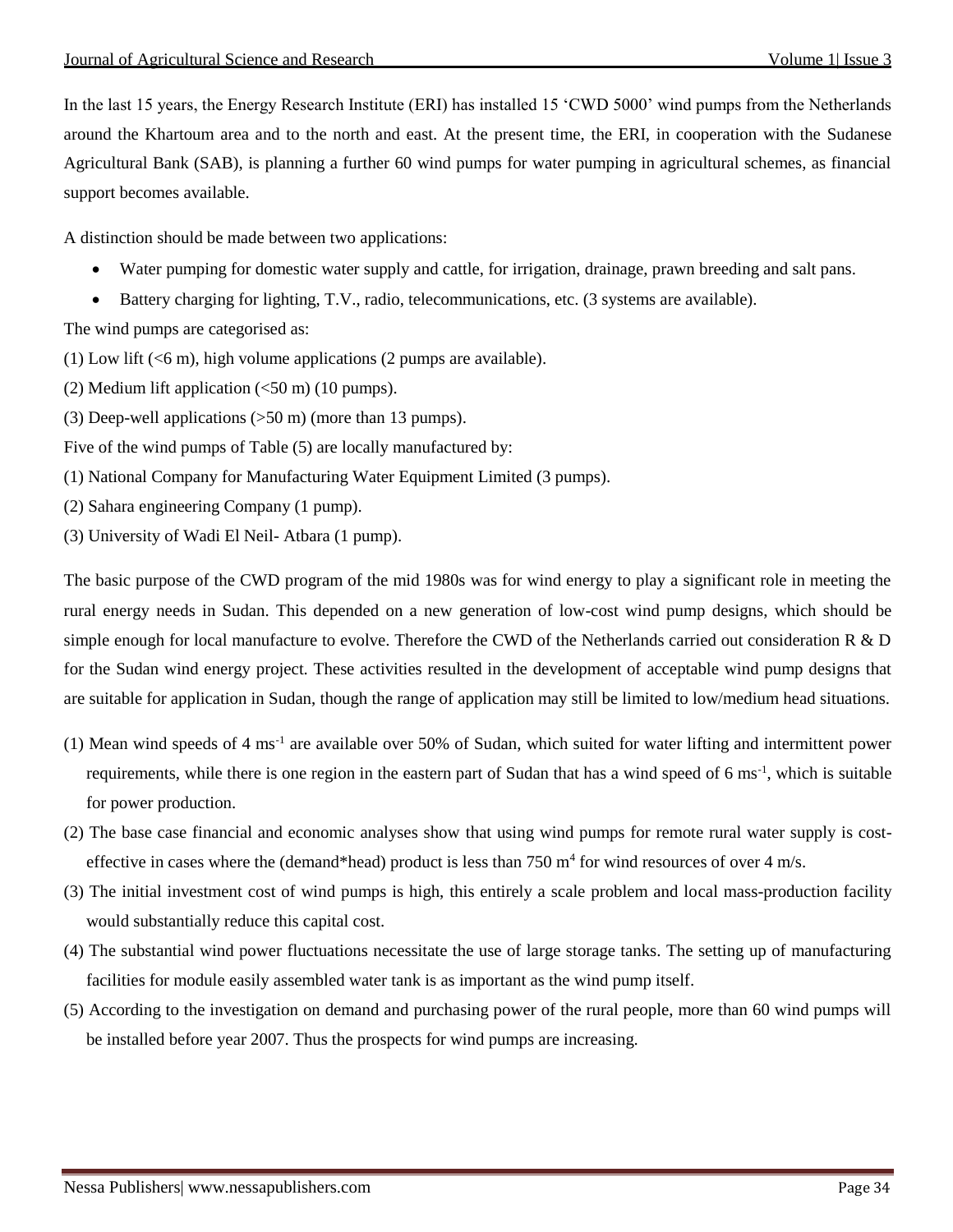In the last 15 years, the Energy Research Institute (ERI) has installed 15 'CWD 5000' wind pumps from the Netherlands around the Khartoum area and to the north and east. At the present time, the ERI, in cooperation with the Sudanese Agricultural Bank (SAB), is planning a further 60 wind pumps for water pumping in agricultural schemes, as financial support becomes available.

A distinction should be made between two applications:

- Water pumping for domestic water supply and cattle, for irrigation, drainage, prawn breeding and salt pans.
- Battery charging for lighting, T.V., radio, telecommunications, etc. (3 systems are available).

The wind pumps are categorised as:

(1) Low lift (<6 m), high volume applications (2 pumps are available).

(2) Medium lift application (<50 m) (10 pumps).

(3) Deep-well applications (>50 m) (more than 13 pumps).

Five of the wind pumps of Table (5) are locally manufactured by:

(1) National Company for Manufacturing Water Equipment Limited (3 pumps).

(2) Sahara engineering Company (1 pump).

(3) University of Wadi El Neil- Atbara (1 pump).

The basic purpose of the CWD program of the mid 1980s was for wind energy to play a significant role in meeting the rural energy needs in Sudan. This depended on a new generation of low-cost wind pump designs, which should be simple enough for local manufacture to evolve. Therefore the CWD of the Netherlands carried out consideration R & D for the Sudan wind energy project. These activities resulted in the development of acceptable wind pump designs that are suitable for application in Sudan, though the range of application may still be limited to low/medium head situations.

(1) Mean wind speeds of 4 $ms^{-1}$ are available over 50% of Sudan, which suited for water lifting and intermittent power requirements, while there is one region in the eastern part of Sudan that has a wind speed of 6 $ms^{-1}$, which is suitable for power production.

(2) The base case financial and economic analyses show that using wind pumps for remote rural water supply is cost-effective in cases where the (demand*head) product is less than 750 $m^4$ for wind resources of over 4 m/s.

(3) The initial investment cost of wind pumps is high, this entirely a scale problem and local mass-production facility would substantially reduce this capital cost.

(4) The substantial wind power fluctuations necessitate the use of large storage tanks. The setting up of manufacturing facilities for module easily assembled water tank is as important as the wind pump itself.

(5) According to the investigation on demand and purchasing power of the rural people, more than 60 wind pumps will be installed before year 2007. Thus the prospects for wind pumps are increasing.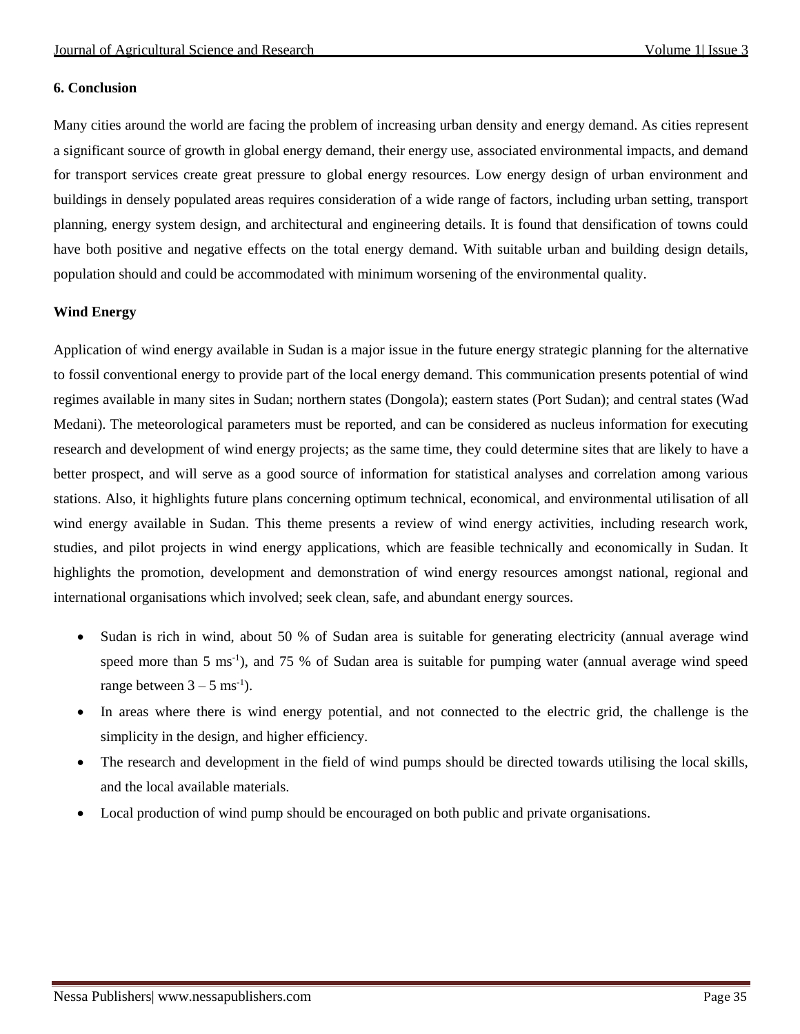## 6. Conclusion

Many cities around the world are facing the problem of increasing urban density and energy demand. As cities represent a significant source of growth in global energy demand, their energy use, associated environmental impacts, and demand for transport services create great pressure to global energy resources. Low energy design of urban environment and buildings in densely populated areas requires consideration of a wide range of factors, including urban setting, transport planning, energy system design, and architectural and engineering details. It is found that densification of towns could have both positive and negative effects on the total energy demand. With suitable urban and building design details, population should and could be accommodated with minimum worsening of the environmental quality.

### Wind Energy

Application of wind energy available in Sudan is a major issue in the future energy strategic planning for the alternative to fossil conventional energy to provide part of the local energy demand. This communication presents potential of wind regimes available in many sites in Sudan; northern states (Dongola); eastern states (Port Sudan); and central states (Wad Medani). The meteorological parameters must be reported, and can be considered as nucleus information for executing research and development of wind energy projects; as the same time, they could determine sites that are likely to have a better prospect, and will serve as a good source of information for statistical analyses and correlation among various stations. Also, it highlights future plans concerning optimum technical, economical, and environmental utilisation of all wind energy available in Sudan. This theme presents a review of wind energy activities, including research work, studies, and pilot projects in wind energy applications, which are feasible technically and economically in Sudan. It highlights the promotion, development and demonstration of wind energy resources amongst national, regional and international organisations which involved; seek clean, safe, and abundant energy sources.

- Sudan is rich in wind, about 50 % of Sudan area is suitable for generating electricity (annual average wind speed more than 5 $ms^{-1}$), and 75 % of Sudan area is suitable for pumping water (annual average wind speed range between 3 – 5 $ms^{-1}$).
- In areas where there is wind energy potential, and not connected to the electric grid, the challenge is the simplicity in the design, and higher efficiency.
- The research and development in the field of wind pumps should be directed towards utilising the local skills, and the local available materials.
- Local production of wind pump should be encouraged on both public and private organisations.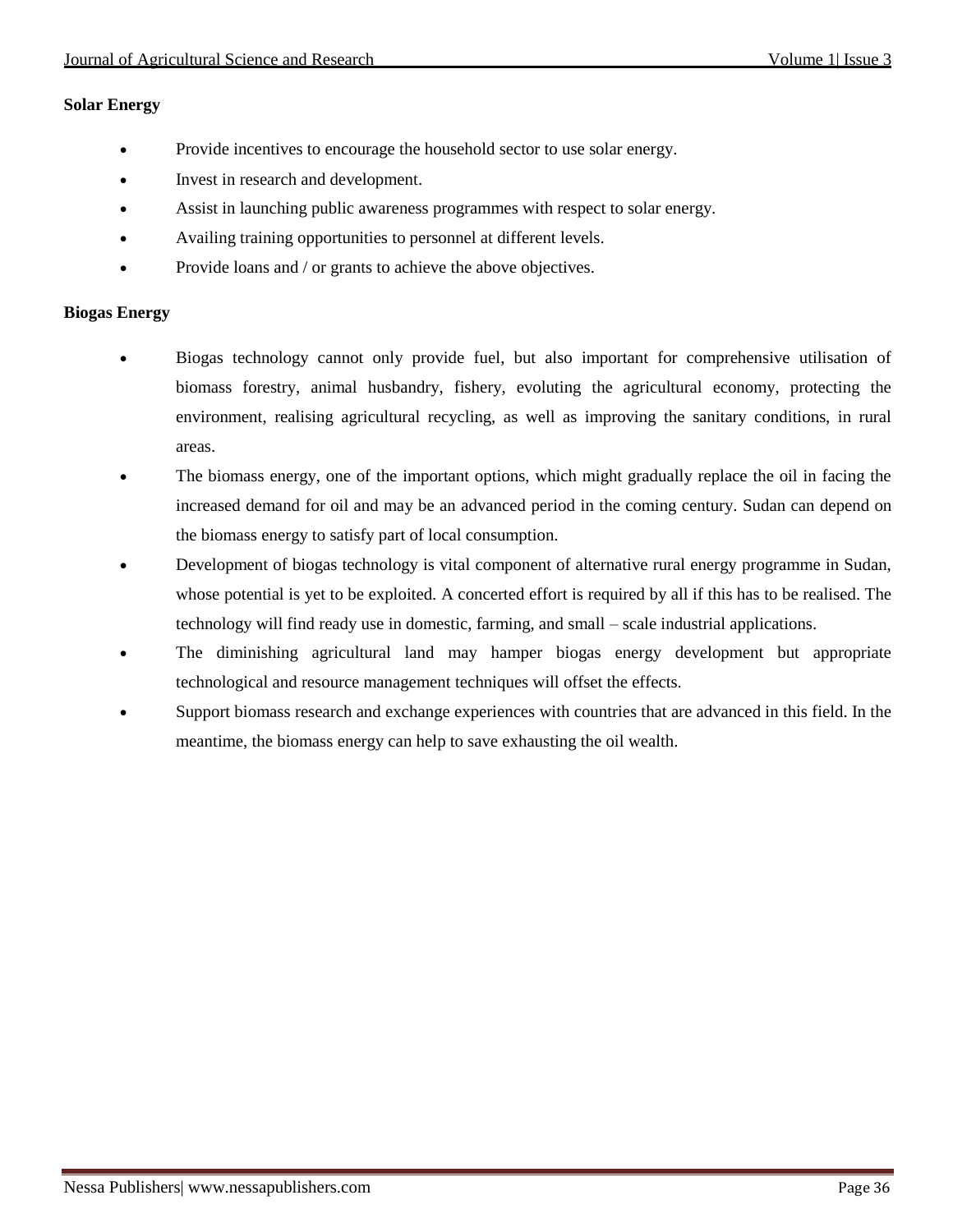**Solar Energy**

- Provide incentives to encourage the household sector to use solar energy.
- Invest in research and development.
- Assist in launching public awareness programmes with respect to solar energy.
- Availing training opportunities to personnel at different levels.
- Provide loans and / or grants to achieve the above objectives.

**Biogas Energy**

- Biogas technology cannot only provide fuel, but also important for comprehensive utilisation of biomass forestry, animal husbandry, fishery, evoluting the agricultural economy, protecting the environment, realising agricultural recycling, as well as improving the sanitary conditions, in rural areas.
- The biomass energy, one of the important options, which might gradually replace the oil in facing the increased demand for oil and may be an advanced period in the coming century. Sudan can depend on the biomass energy to satisfy part of local consumption.
- Development of biogas technology is vital component of alternative rural energy programme in Sudan, whose potential is yet to be exploited. A concerted effort is required by all if this has to be realised. The technology will find ready use in domestic, farming, and small – scale industrial applications.
- The diminishing agricultural land may hamper biogas energy development but appropriate technological and resource management techniques will offset the effects.
- Support biomass research and exchange experiences with countries that are advanced in this field. In the meantime, the biomass energy can help to save exhausting the oil wealth.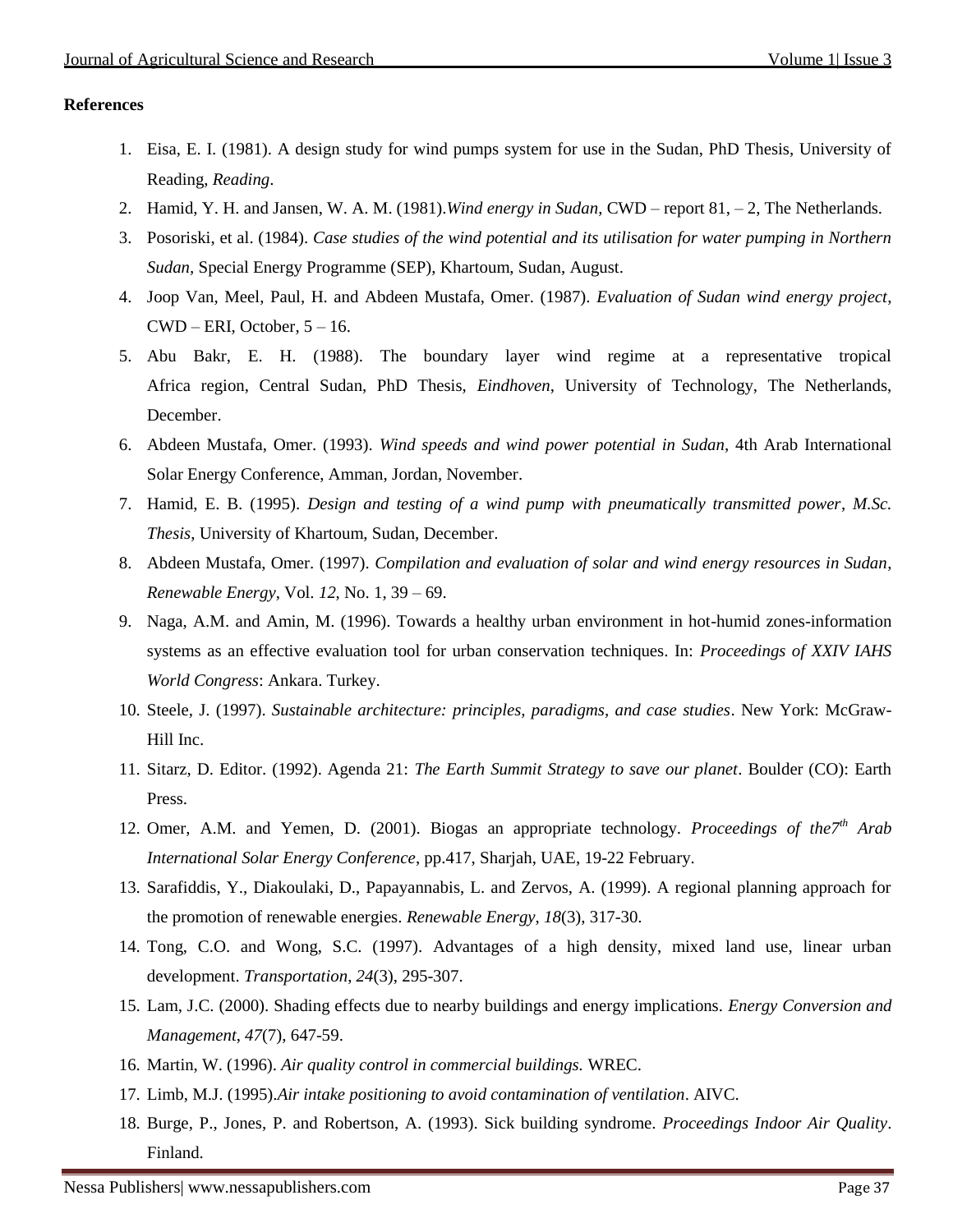**References**

1. Eisa, E. I. (1981). A design study for wind pumps system for use in the Sudan, PhD Thesis, University of Reading, *Reading*.
2. Hamid, Y. H. and Jansen, W. A. M. (1981).*Wind energy in Sudan*, CWD – report 81, – 2, The Netherlands.
3. Posoriski, et al. (1984). *Case studies of the wind potential and its utilisation for water pumping in Northern Sudan,* Special Energy Programme (SEP), Khartoum, Sudan, August.
4. Joop Van, Meel, Paul, H. and Abdeen Mustafa, Omer. (1987). *Evaluation of Sudan wind energy project*, CWD – ERI, October, 5 – 16.
5. Abu Bakr, E. H. (1988). The boundary layer wind regime at a representative tropical Africa region, Central Sudan, PhD Thesis, *Eindhoven*, University of Technology, The Netherlands, December.
6. Abdeen Mustafa, Omer. (1993). *Wind speeds and wind power potential in Sudan*, 4th Arab International Solar Energy Conference, Amman, Jordan, November.
7. Hamid, E. B. (1995). *Design and testing of a wind pump with pneumatically transmitted power*, *M.Sc. Thesis*, University of Khartoum, Sudan, December.
8. Abdeen Mustafa, Omer. (1997). *Compilation and evaluation of solar and wind energy resources in Sudan*, *Renewable Energy*, Vol. *12*, No. 1, 39 – 69.
9. Naga, A.M. and Amin, M. (1996). Towards a healthy urban environment in hot-humid zones-information systems as an effective evaluation tool for urban conservation techniques. In: *Proceedings of XXIV IAHS World Congress*: Ankara. Turkey.
10. Steele, J. (1997). *Sustainable architecture: principles, paradigms, and case studies*. New York: McGraw-Hill Inc.
11. Sitarz, D. Editor. (1992). Agenda 21: *The Earth Summit Strategy to save our planet*. Boulder (CO): Earth Press.
12. Omer, A.M. and Yemen, D. (2001). Biogas an appropriate technology. *Proceedings of the7th Arab International Solar Energy Conference*, pp.417, Sharjah, UAE, 19-22 February.
13. Sarafiddis, Y., Diakoulaki, D., Papayannabis, L. and Zervos, A. (1999). A regional planning approach for the promotion of renewable energies. *Renewable Energy*, *18*(3), 317-30.
14. Tong, C.O. and Wong, S.C. (1997). Advantages of a high density, mixed land use, linear urban development. *Transportation*, *24*(3), 295-307.
15. Lam, J.C. (2000). Shading effects due to nearby buildings and energy implications. *Energy Conversion and Management*, *47*(7), 647-59.
16. Martin, W. (1996). *Air quality control in commercial buildings.* WREC.
17. Limb, M.J. (1995).*Air intake positioning to avoid contamination of ventilation*. AIVC.
18. Burge, P., Jones, P. and Robertson, A. (1993). Sick building syndrome. *Proceedings Indoor Air Quality*. Finland.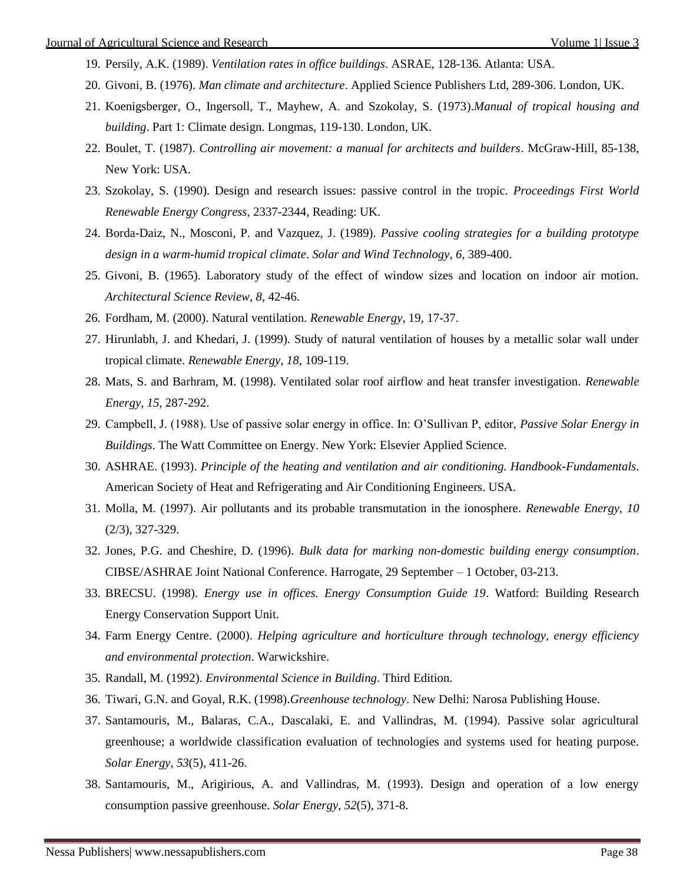19. Persily, A.K. (1989). *Ventilation rates in office buildings*. ASRAE, 128-136. Atlanta: USA.
20. Givoni, B. (1976). *Man climate and architecture*. Applied Science Publishers Ltd, 289-306. London, UK.
21. Koenigsberger, O., Ingersoll, T., Mayhew, A. and Szokolay, S. (1973).*Manual of tropical housing and building*. Part 1: Climate design. Longmas, 119-130. London, UK.
22. Boulet, T. (1987). *Controlling air movement: a manual for architects and builders*. McGraw-Hill, 85-138, New York: USA.
23. Szokolay, S. (1990). Design and research issues: passive control in the tropic. *Proceedings First World Renewable Energy Congress*, 2337-2344, Reading: UK.
24. Borda-Daiz, N., Mosconi, P. and Vazquez, J. (1989). *Passive cooling strategies for a building prototype design in a warm-humid tropical climate*. *Solar and Wind Technology*, *6*, 389-400.
25. Givoni, B. (1965). Laboratory study of the effect of window sizes and location on indoor air motion. *Architectural Science Review*, *8*, 42-46.
26. Fordham, M. (2000). Natural ventilation. *Renewable Energy*, 19, 17-37.
27. Hirunlabh, J. and Khedari, J. (1999). Study of natural ventilation of houses by a metallic solar wall under tropical climate. *Renewable Energy*, *18*, 109-119.
28. Mats, S. and Barhram, M. (1998). Ventilated solar roof airflow and heat transfer investigation. *Renewable Energy*, *15*, 287-292.
29. Campbell, J. (1988). Use of passive solar energy in office. In: O'Sullivan P, editor, *Passive Solar Energy in Buildings*. The Watt Committee on Energy. New York: Elsevier Applied Science.
30. ASHRAE. (1993). *Principle of the heating and ventilation and air conditioning. Handbook-Fundamentals*. American Society of Heat and Refrigerating and Air Conditioning Engineers. USA.
31. Molla, M. (1997). Air pollutants and its probable transmutation in the ionosphere. *Renewable Energy*, *10* (2/3), 327-329.
32. Jones, P.G. and Cheshire, D. (1996). *Bulk data for marking non-domestic building energy consumption*. CIBSE/ASHRAE Joint National Conference. Harrogate, 29 September – 1 October, 03-213.
33. BRECSU. (1998). *Energy use in offices. Energy Consumption Guide 19*. Watford: Building Research Energy Conservation Support Unit.
34. Farm Energy Centre. (2000). *Helping agriculture and horticulture through technology, energy efficiency and environmental protection*. Warwickshire.
35. Randall, M. (1992). *Environmental Science in Building*. Third Edition.
36. Tiwari, G.N. and Goyal, R.K. (1998).*Greenhouse technology*. New Delhi: Narosa Publishing House.
37. Santamouris, M., Balaras, C.A., Dascalaki, E. and Vallindras, M. (1994). Passive solar agricultural greenhouse; a worldwide classification evaluation of technologies and systems used for heating purpose. *Solar Energy*, *53*(5), 411-26.
38. Santamouris, M., Arigirious, A. and Vallindras, M. (1993). Design and operation of a low energy consumption passive greenhouse. *Solar Energy*, *52*(5), 371-8.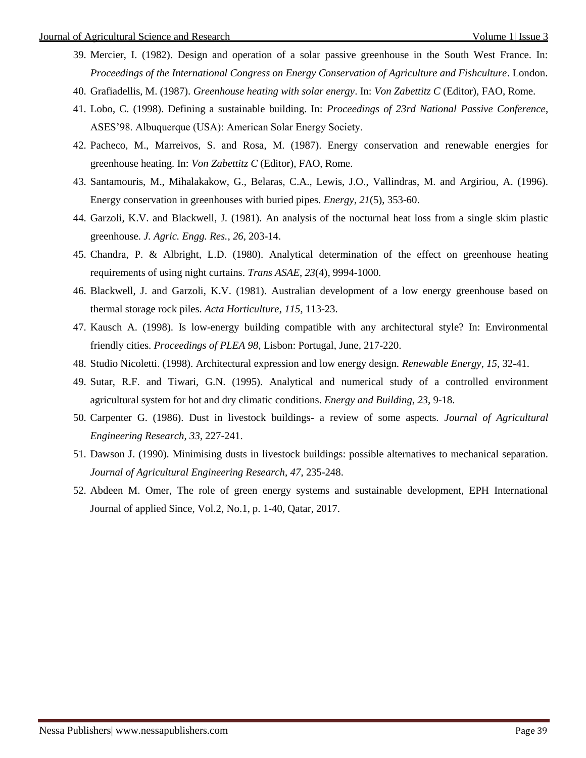39. Mercier, I. (1982). Design and operation of a solar passive greenhouse in the South West France. In: *Proceedings of the International Congress on Energy Conservation of Agriculture and Fishculture*. London.
40. Grafiadellis, M. (1987). *Greenhouse heating with solar energy*. In: *Von Zabettitz C* (Editor), FAO, Rome.
41. Lobo, C. (1998). Defining a sustainable building. In: *Proceedings of 23rd National Passive Conference*, ASES'98. Albuquerque (USA): American Solar Energy Society.
42. Pacheco, M., Marreivos, S. and Rosa, M. (1987). Energy conservation and renewable energies for greenhouse heating. In: *Von Zabettitz C* (Editor), FAO, Rome.
43. Santamouris, M., Mihalakakow, G., Belaras, C.A., Lewis, J.O., Vallindras, M. and Argiriou, A. (1996). Energy conservation in greenhouses with buried pipes. *Energy*, *21*(5), 353-60.
44. Garzoli, K.V. and Blackwell, J. (1981). An analysis of the nocturnal heat loss from a single skim plastic greenhouse. *J. Agric. Engg. Res.*, *26*, 203-14.
45. Chandra, P. & Albright, L.D. (1980). Analytical determination of the effect on greenhouse heating requirements of using night curtains. *Trans ASAE*, *23*(4), 9994-1000.
46. Blackwell, J. and Garzoli, K.V. (1981). Australian development of a low energy greenhouse based on thermal storage rock piles. *Acta Horticulture*, *115*, 113-23.
47. Kausch A. (1998). Is low-energy building compatible with any architectural style? In: Environmental friendly cities. *Proceedings of PLEA 98*, Lisbon: Portugal, June, 217-220.
48. Studio Nicoletti. (1998). Architectural expression and low energy design. *Renewable Energy*, *15*, 32-41.
49. Sutar, R.F. and Tiwari, G.N. (1995). Analytical and numerical study of a controlled environment agricultural system for hot and dry climatic conditions. *Energy and Building*, *23*, 9-18.
50. Carpenter G. (1986). Dust in livestock buildings- a review of some aspects. *Journal of Agricultural Engineering Research*, *33*, 227-241.
51. Dawson J. (1990). Minimising dusts in livestock buildings: possible alternatives to mechanical separation. *Journal of Agricultural Engineering Research*, *47*, 235-248.
52. Abdeen M. Omer, The role of green energy systems and sustainable development, EPH International Journal of applied Since, Vol.2, No.1, p. 1-40, Qatar, 2017.